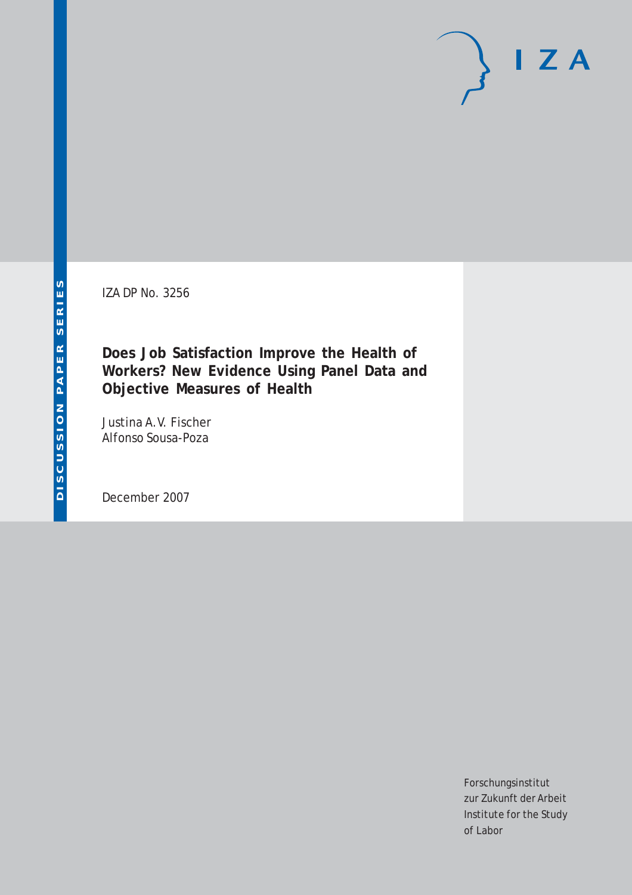IZA DP No. 3256

# Does Job Satisfaction Improve the Health of Workers? New Evidence Using Panel Data and Objective Measures of Health

Justina A.V. Fischer
Alfonso Sousa-Poza

December 2007

DISCUSSION PAPER SERIES

IZA

Forschungsinstitut
zur Zukunft der Arbeit
Institute for the Study
of Labor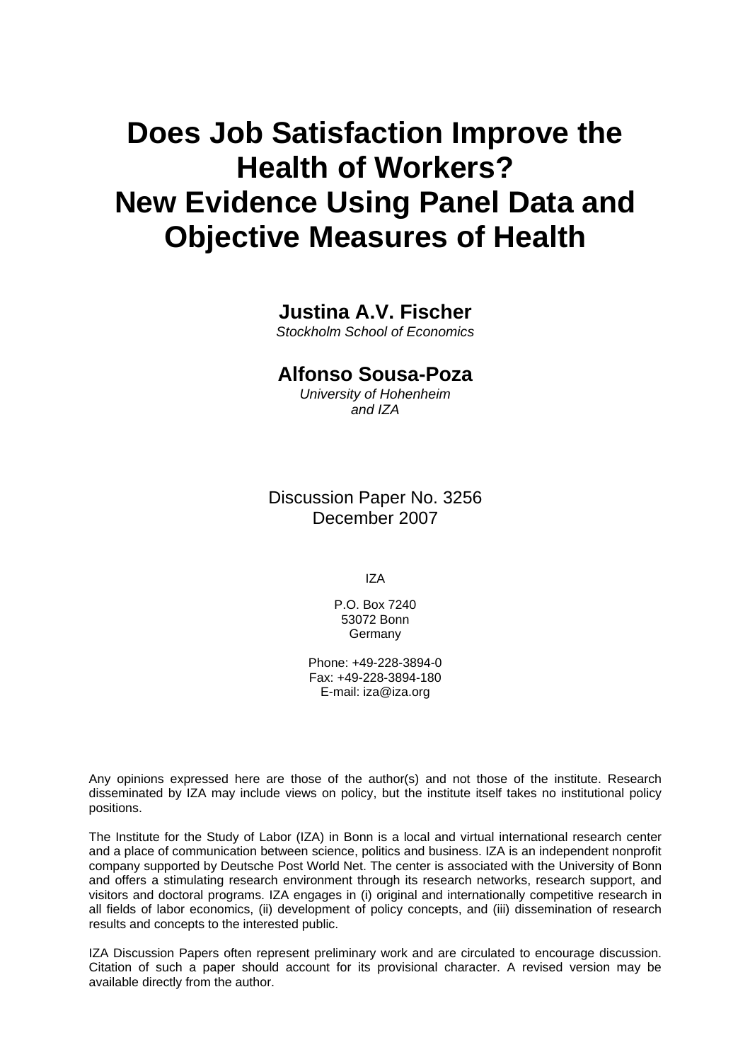# Does Job Satisfaction Improve the Health of Workers? New Evidence Using Panel Data and Objective Measures of Health

**Justina A.V. Fischer**
*Stockholm School of Economics*

**Alfonso Sousa-Poza**
*University of Hohenheim and IZA*

Discussion Paper No. 3256
December 2007

IZA

P.O. Box 7240
53072 Bonn
Germany

Phone: +49-228-3894-0
Fax: +49-228-3894-180
E-mail: iza@iza.org

Any opinions expressed here are those of the author(s) and not those of the institute. Research disseminated by IZA may include views on policy, but the institute itself takes no institutional policy positions.

The Institute for the Study of Labor (IZA) in Bonn is a local and virtual international research center and a place of communication between science, politics and business. IZA is an independent nonprofit company supported by Deutsche Post World Net. The center is associated with the University of Bonn and offers a stimulating research environment through its research networks, research support, and visitors and doctoral programs. IZA engages in (i) original and internationally competitive research in all fields of labor economics, (ii) development of policy concepts, and (iii) dissemination of research results and concepts to the interested public.

IZA Discussion Papers often represent preliminary work and are circulated to encourage discussion. Citation of such a paper should account for its provisional character. A revised version may be available directly from the author.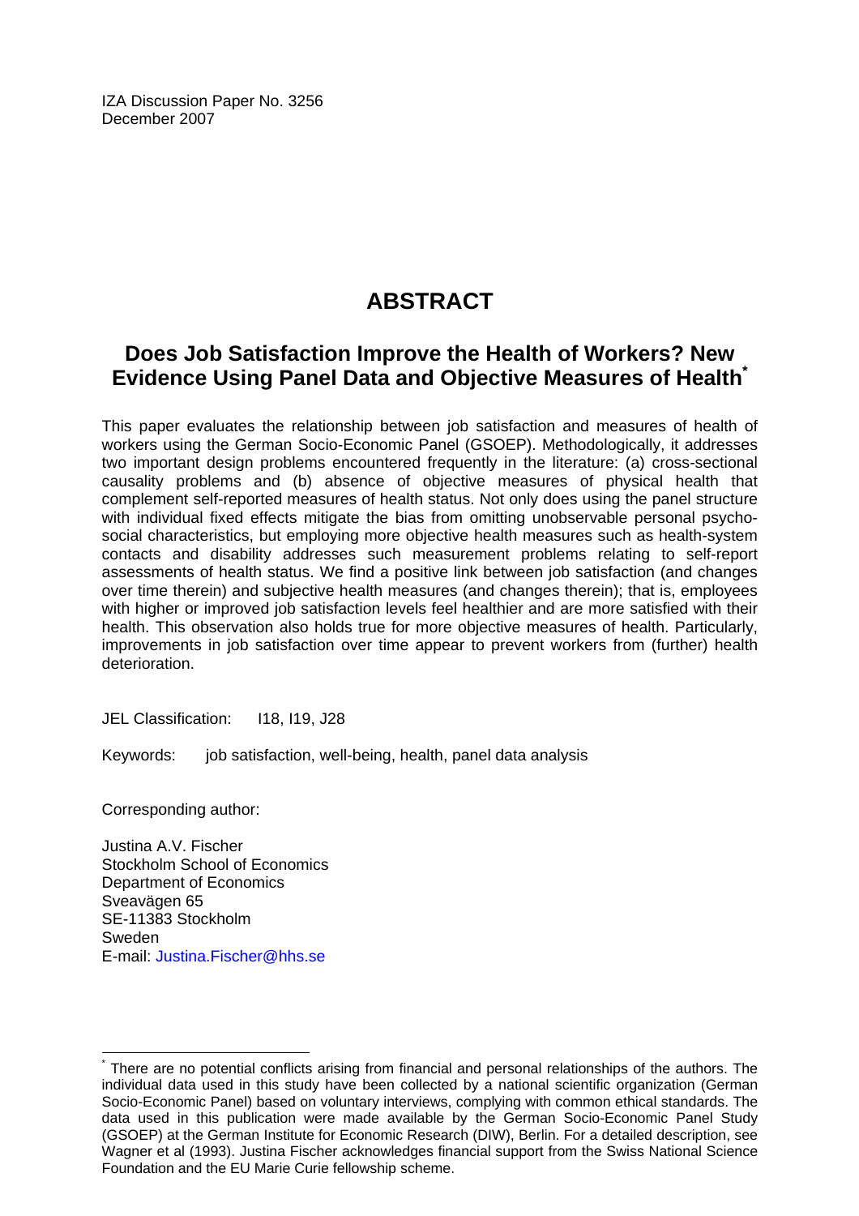IZA Discussion Paper No. 3256
December 2007

# ABSTRACT

## Does Job Satisfaction Improve the Health of Workers? New Evidence Using Panel Data and Objective Measures of Health[*]

This paper evaluates the relationship between job satisfaction and measures of health of workers using the German Socio-Economic Panel (GSOEP). Methodologically, it addresses two important design problems encountered frequently in the literature: (a) cross-sectional causality problems and (b) absence of objective measures of physical health that complement self-reported measures of health status. Not only does using the panel structure with individual fixed effects mitigate the bias from omitting unobservable personal psycho-social characteristics, but employing more objective health measures such as health-system contacts and disability addresses such measurement problems relating to self-report assessments of health status. We find a positive link between job satisfaction (and changes over time therein) and subjective health measures (and changes therein); that is, employees with higher or improved job satisfaction levels feel healthier and are more satisfied with their health. This observation also holds true for more objective measures of health. Particularly, improvements in job satisfaction over time appear to prevent workers from (further) health deterioration.

JEL Classification: I18, I19, J28

Keywords: job satisfaction, well-being, health, panel data analysis

Corresponding author:

Justina A.V. Fischer
Stockholm School of Economics
Department of Economics
Sveavägen 65
SE-11383 Stockholm
Sweden
E-mail: Justina.Fischer@hhs.se

---

[*] There are no potential conflicts arising from financial and personal relationships of the authors. The individual data used in this study have been collected by a national scientific organization (German Socio-Economic Panel) based on voluntary interviews, complying with common ethical standards. The data used in this publication were made available by the German Socio-Economic Panel Study (GSOEP) at the German Institute for Economic Research (DIW), Berlin. For a detailed description, see Wagner et al (1993). Justina Fischer acknowledges financial support from the Swiss National Science Foundation and the EU Marie Curie fellowship scheme.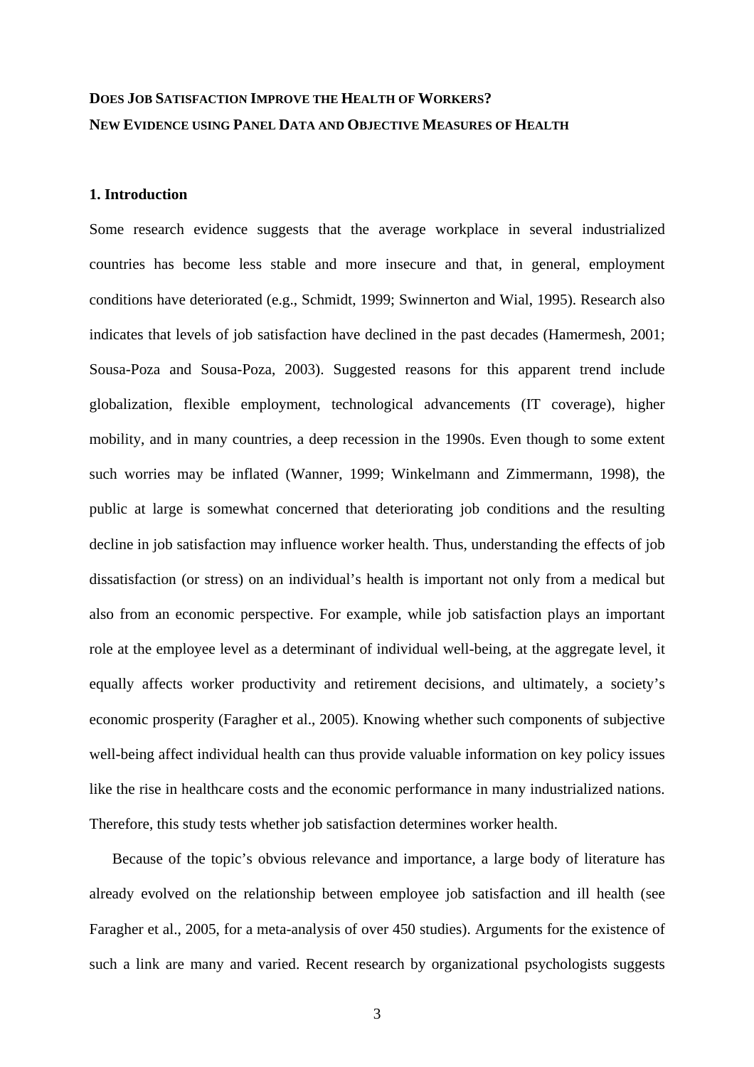**DOES JOB SATISFACTION IMPROVE THE HEALTH OF WORKERS?**
**NEW EVIDENCE USING PANEL DATA AND OBJECTIVE MEASURES OF HEALTH**

## 1. Introduction

Some research evidence suggests that the average workplace in several industrialized countries has become less stable and more insecure and that, in general, employment conditions have deteriorated (e.g., Schmidt, 1999; Swinnerton and Wial, 1995). Research also indicates that levels of job satisfaction have declined in the past decades (Hamermesh, 2001; Sousa-Poza and Sousa-Poza, 2003). Suggested reasons for this apparent trend include globalization, flexible employment, technological advancements (IT coverage), higher mobility, and in many countries, a deep recession in the 1990s. Even though to some extent such worries may be inflated (Wanner, 1999; Winkelmann and Zimmermann, 1998), the public at large is somewhat concerned that deteriorating job conditions and the resulting decline in job satisfaction may influence worker health. Thus, understanding the effects of job dissatisfaction (or stress) on an individual's health is important not only from a medical but also from an economic perspective. For example, while job satisfaction plays an important role at the employee level as a determinant of individual well-being, at the aggregate level, it equally affects worker productivity and retirement decisions, and ultimately, a society's economic prosperity (Faragher et al., 2005). Knowing whether such components of subjective well-being affect individual health can thus provide valuable information on key policy issues like the rise in healthcare costs and the economic performance in many industrialized nations. Therefore, this study tests whether job satisfaction determines worker health.

Because of the topic's obvious relevance and importance, a large body of literature has already evolved on the relationship between employee job satisfaction and ill health (see Faragher et al., 2005, for a meta-analysis of over 450 studies). Arguments for the existence of such a link are many and varied. Recent research by organizational psychologists suggests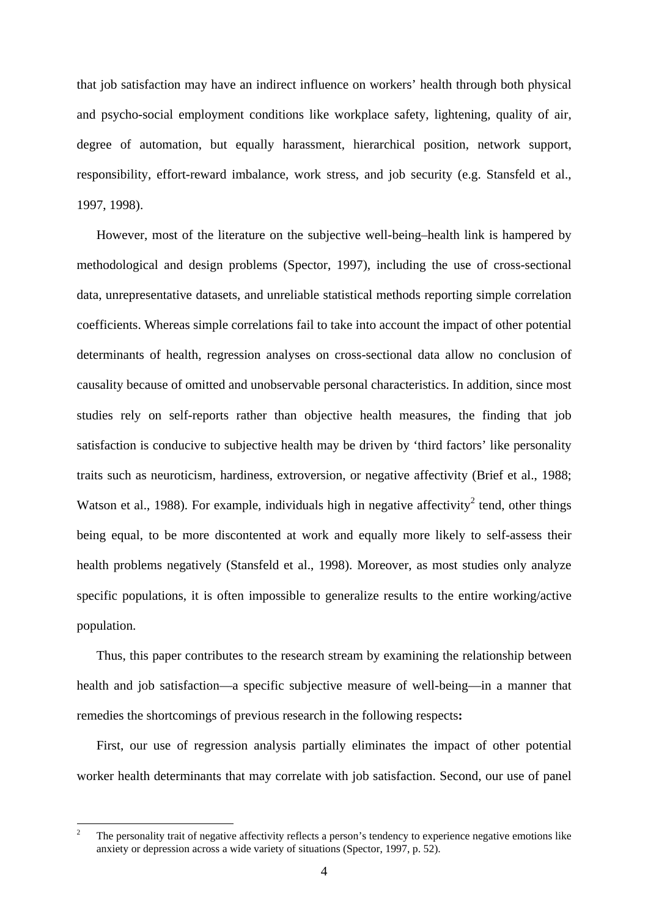that job satisfaction may have an indirect influence on workers' health through both physical and psycho-social employment conditions like workplace safety, lightening, quality of air, degree of automation, but equally harassment, hierarchical position, network support, responsibility, effort-reward imbalance, work stress, and job security (e.g. Stansfeld et al., 1997, 1998).

However, most of the literature on the subjective well-being–health link is hampered by methodological and design problems (Spector, 1997), including the use of cross-sectional data, unrepresentative datasets, and unreliable statistical methods reporting simple correlation coefficients. Whereas simple correlations fail to take into account the impact of other potential determinants of health, regression analyses on cross-sectional data allow no conclusion of causality because of omitted and unobservable personal characteristics. In addition, since most studies rely on self-reports rather than objective health measures, the finding that job satisfaction is conducive to subjective health may be driven by 'third factors' like personality traits such as neuroticism, hardiness, extroversion, or negative affectivity (Brief et al., 1988; Watson et al., 1988). For example, individuals high in negative affectivity[2] tend, other things being equal, to be more discontented at work and equally more likely to self-assess their health problems negatively (Stansfeld et al., 1998). Moreover, as most studies only analyze specific populations, it is often impossible to generalize results to the entire working/active population.

Thus, this paper contributes to the research stream by examining the relationship between health and job satisfaction—a specific subjective measure of well-being—in a manner that remedies the shortcomings of previous research in the following respects**:**

First, our use of regression analysis partially eliminates the impact of other potential worker health determinants that may correlate with job satisfaction. Second, our use of panel

[2] The personality trait of negative affectivity reflects a person's tendency to experience negative emotions like anxiety or depression across a wide variety of situations (Spector, 1997, p. 52).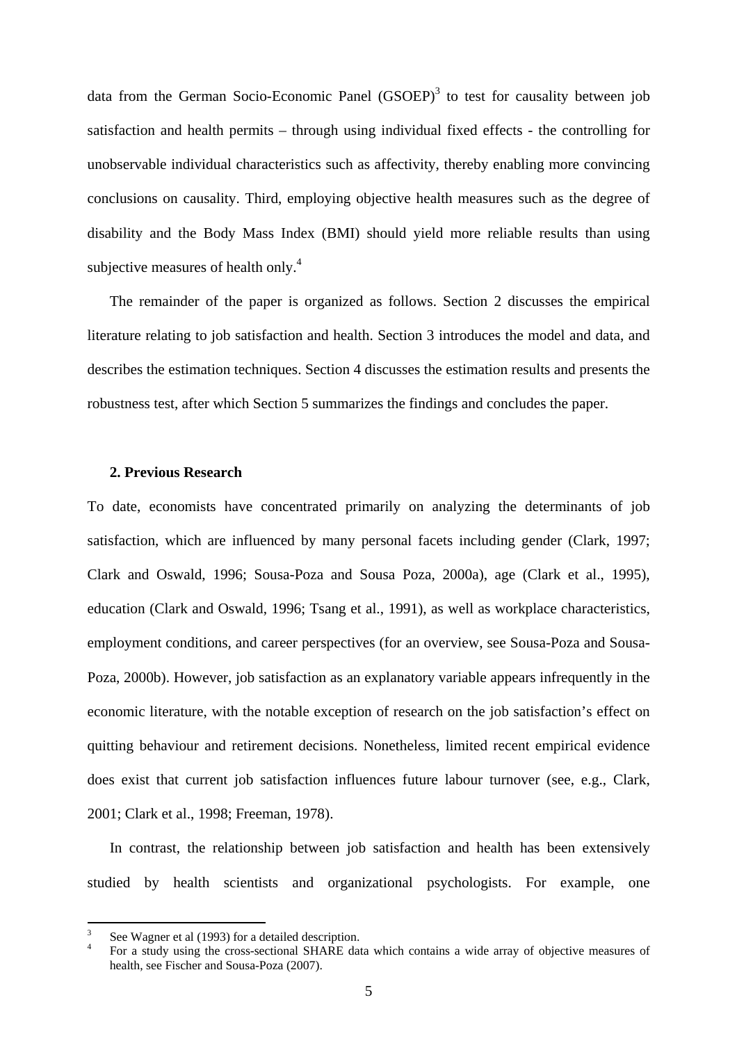data from the German Socio-Economic Panel (GSOEP)[3] to test for causality between job satisfaction and health permits – through using individual fixed effects - the controlling for unobservable individual characteristics such as affectivity, thereby enabling more convincing conclusions on causality. Third, employing objective health measures such as the degree of disability and the Body Mass Index (BMI) should yield more reliable results than using subjective measures of health only.[4]

The remainder of the paper is organized as follows. Section 2 discusses the empirical literature relating to job satisfaction and health. Section 3 introduces the model and data, and describes the estimation techniques. Section 4 discusses the estimation results and presents the robustness test, after which Section 5 summarizes the findings and concludes the paper.

## 2. Previous Research

To date, economists have concentrated primarily on analyzing the determinants of job satisfaction, which are influenced by many personal facets including gender (Clark, 1997; Clark and Oswald, 1996; Sousa-Poza and Sousa Poza, 2000a), age (Clark et al., 1995), education (Clark and Oswald, 1996; Tsang et al., 1991), as well as workplace characteristics, employment conditions, and career perspectives (for an overview, see Sousa-Poza and Sousa-Poza, 2000b). However, job satisfaction as an explanatory variable appears infrequently in the economic literature, with the notable exception of research on the job satisfaction's effect on quitting behaviour and retirement decisions. Nonetheless, limited recent empirical evidence does exist that current job satisfaction influences future labour turnover (see, e.g., Clark, 2001; Clark et al., 1998; Freeman, 1978).

In contrast, the relationship between job satisfaction and health has been extensively studied by health scientists and organizational psychologists. For example, one

[3] See Wagner et al (1993) for a detailed description.

[4] For a study using the cross-sectional SHARE data which contains a wide array of objective measures of health, see Fischer and Sousa-Poza (2007).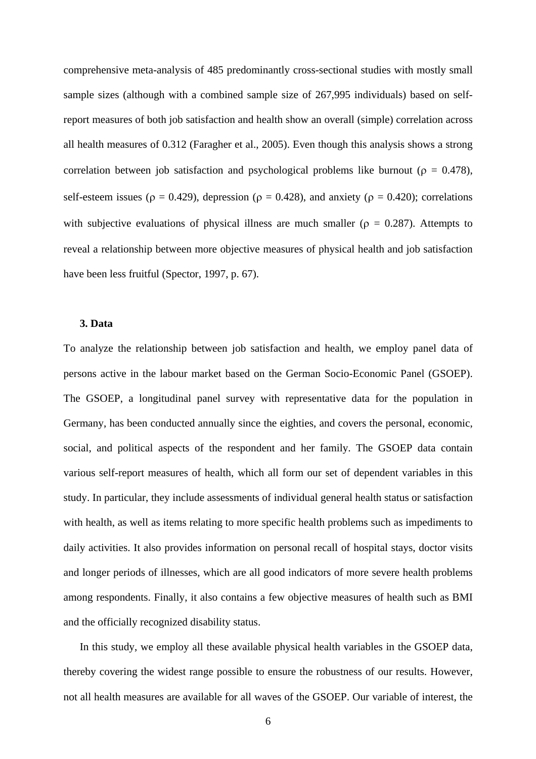comprehensive meta-analysis of 485 predominantly cross-sectional studies with mostly small sample sizes (although with a combined sample size of 267,995 individuals) based on self-report measures of both job satisfaction and health show an overall (simple) correlation across all health measures of 0.312 (Faragher et al., 2005). Even though this analysis shows a strong correlation between job satisfaction and psychological problems like burnout ($\rho$ = 0.478), self-esteem issues ($\rho$ = 0.429), depression ($\rho$ = 0.428), and anxiety ($\rho$ = 0.420); correlations with subjective evaluations of physical illness are much smaller ($\rho$ = 0.287). Attempts to reveal a relationship between more objective measures of physical health and job satisfaction have been less fruitful (Spector, 1997, p. 67).

### 3. Data

To analyze the relationship between job satisfaction and health, we employ panel data of persons active in the labour market based on the German Socio-Economic Panel (GSOEP). The GSOEP, a longitudinal panel survey with representative data for the population in Germany, has been conducted annually since the eighties, and covers the personal, economic, social, and political aspects of the respondent and her family. The GSOEP data contain various self-report measures of health, which all form our set of dependent variables in this study. In particular, they include assessments of individual general health status or satisfaction with health, as well as items relating to more specific health problems such as impediments to daily activities. It also provides information on personal recall of hospital stays, doctor visits and longer periods of illnesses, which are all good indicators of more severe health problems among respondents. Finally, it also contains a few objective measures of health such as BMI and the officially recognized disability status.

In this study, we employ all these available physical health variables in the GSOEP data, thereby covering the widest range possible to ensure the robustness of our results. However, not all health measures are available for all waves of the GSOEP. Our variable of interest, the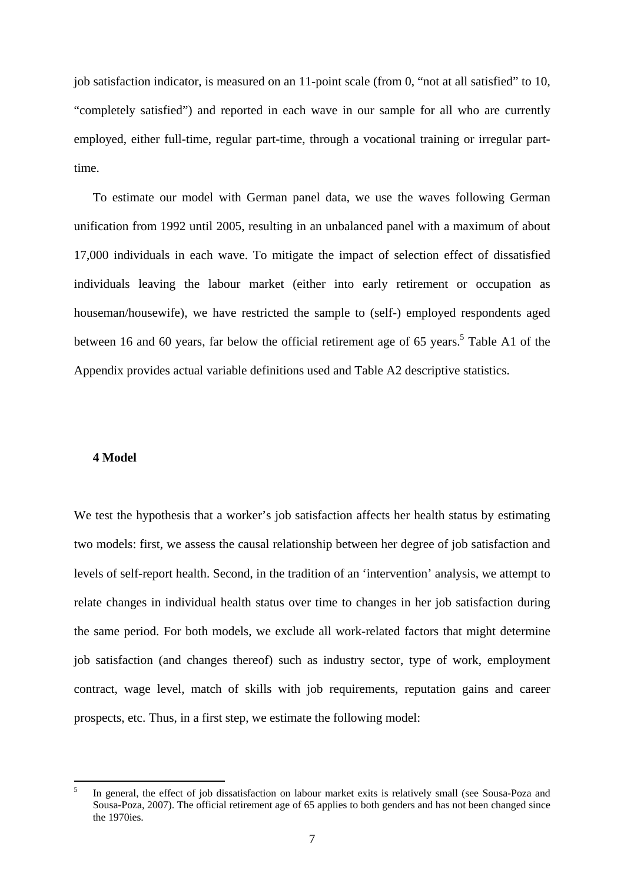job satisfaction indicator, is measured on an 11-point scale (from 0, "not at all satisfied" to 10, "completely satisfied") and reported in each wave in our sample for all who are currently employed, either full-time, regular part-time, through a vocational training or irregular part-time.

To estimate our model with German panel data, we use the waves following German unification from 1992 until 2005, resulting in an unbalanced panel with a maximum of about 17,000 individuals in each wave. To mitigate the impact of selection effect of dissatisfied individuals leaving the labour market (either into early retirement or occupation as houseman/housewife), we have restricted the sample to (self-) employed respondents aged between 16 and 60 years, far below the official retirement age of 65 years.[5] Table A1 of the Appendix provides actual variable definitions used and Table A2 descriptive statistics.

## 4 Model

We test the hypothesis that a worker's job satisfaction affects her health status by estimating two models: first, we assess the causal relationship between her degree of job satisfaction and levels of self-report health. Second, in the tradition of an 'intervention' analysis, we attempt to relate changes in individual health status over time to changes in her job satisfaction during the same period. For both models, we exclude all work-related factors that might determine job satisfaction (and changes thereof) such as industry sector, type of work, employment contract, wage level, match of skills with job requirements, reputation gains and career prospects, etc. Thus, in a first step, we estimate the following model:

[5] In general, the effect of job dissatisfaction on labour market exits is relatively small (see Sousa-Poza and Sousa-Poza, 2007). The official retirement age of 65 applies to both genders and has not been changed since the 1970ies.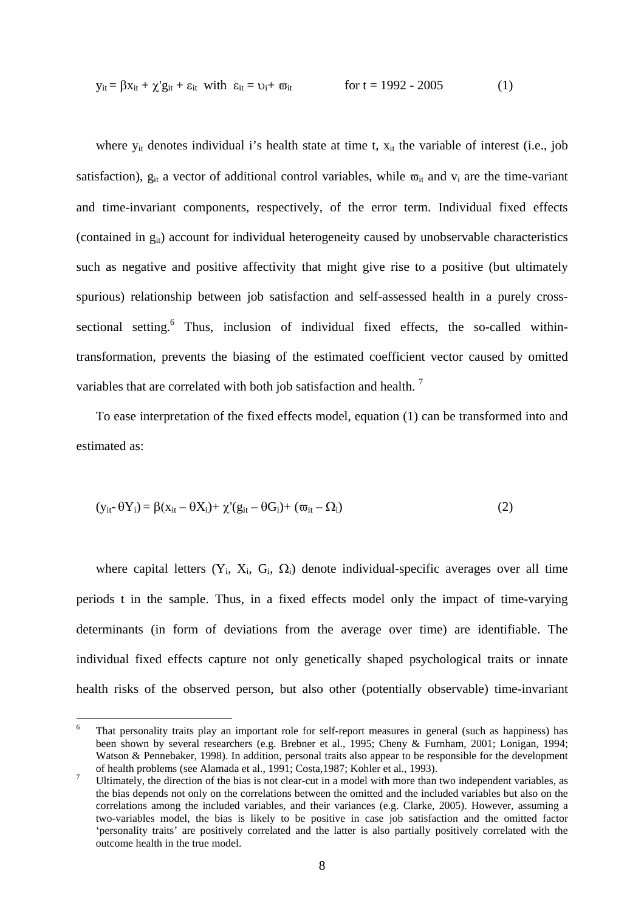$$y_{it} = \beta x_{it} + \chi' g_{it} + \varepsilon_{it} \text{ with } \varepsilon_{it} = \upsilon_i + \varpi_{it} \qquad \text{for } t = 1992 - 2005 \qquad (1)$$

where $y_{it}$ denotes individual i's health state at time t, $x_{it}$ the variable of interest (i.e., job satisfaction), $g_{it}$ a vector of additional control variables, while $\varpi_{it}$ and $v_i$ are the time-variant and time-invariant components, respectively, of the error term. Individual fixed effects (contained in $g_{it}$) account for individual heterogeneity caused by unobservable characteristics such as negative and positive affectivity that might give rise to a positive (but ultimately spurious) relationship between job satisfaction and self-assessed health in a purely cross-sectional setting.[6] Thus, inclusion of individual fixed effects, the so-called within-transformation, prevents the biasing of the estimated coefficient vector caused by omitted variables that are correlated with both job satisfaction and health.[7]

To ease interpretation of the fixed effects model, equation (1) can be transformed into and estimated as:

$$(y_{it} - \theta Y_i) = \beta(x_{it} - \theta X_i) + \chi'(g_{it} - \theta G_i) + (\varpi_{it} - \Omega_i) \qquad (2)$$

where capital letters ($Y_i$, $X_i$, $G_i$, $\Omega_i$) denote individual-specific averages over all time periods t in the sample. Thus, in a fixed effects model only the impact of time-varying determinants (in form of deviations from the average over time) are identifiable. The individual fixed effects capture not only genetically shaped psychological traits or innate health risks of the observed person, but also other (potentially observable) time-invariant

---

[6] That personality traits play an important role for self-report measures in general (such as happiness) has been shown by several researchers (e.g. Brebner et al., 1995; Cheny & Furnham, 2001; Lonigan, 1994; Watson & Pennebaker, 1998). In addition, personal traits also appear to be responsible for the development of health problems (see Alamada et al., 1991; Costa,1987; Kohler et al., 1993).

[7] Ultimately, the direction of the bias is not clear-cut in a model with more than two independent variables, as the bias depends not only on the correlations between the omitted and the included variables but also on the correlations among the included variables, and their variances (e.g. Clarke, 2005). However, assuming a two-variables model, the bias is likely to be positive in case job satisfaction and the omitted factor 'personality traits' are positively correlated and the latter is also partially positively correlated with the outcome health in the true model.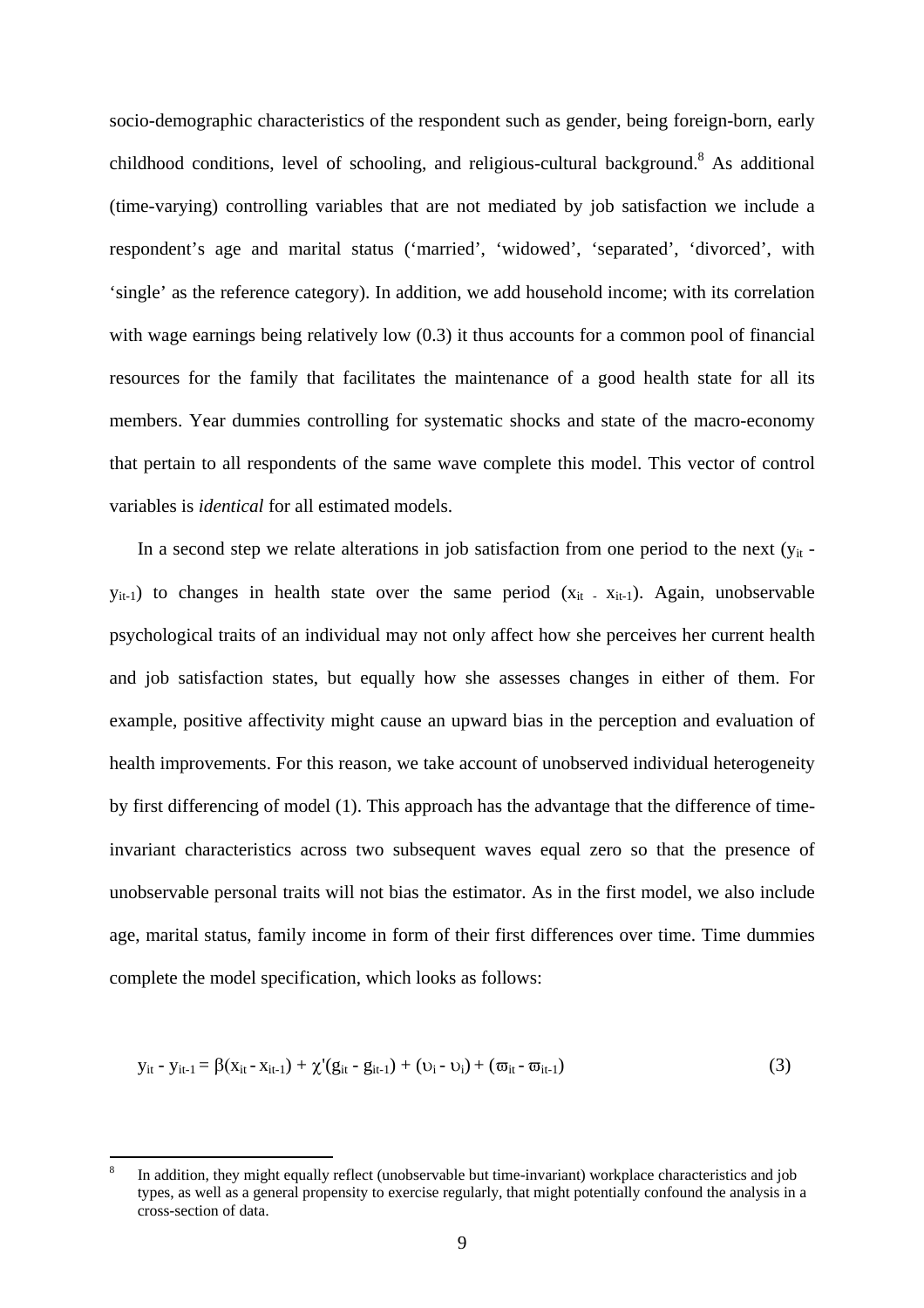socio-demographic characteristics of the respondent such as gender, being foreign-born, early childhood conditions, level of schooling, and religious-cultural background.[8] As additional (time-varying) controlling variables that are not mediated by job satisfaction we include a respondent's age and marital status ('married', 'widowed', 'separated', 'divorced', with 'single' as the reference category). In addition, we add household income; with its correlation with wage earnings being relatively low (0.3) it thus accounts for a common pool of financial resources for the family that facilitates the maintenance of a good health state for all its members. Year dummies controlling for systematic shocks and state of the macro-economy that pertain to all respondents of the same wave complete this model. This vector of control variables is *identical* for all estimated models.

In a second step we relate alterations in job satisfaction from one period to the next ($y_{it}$ - $y_{it-1}$) to changes in health state over the same period ($x_{it}$ - $x_{it-1}$). Again, unobservable psychological traits of an individual may not only affect how she perceives her current health and job satisfaction states, but equally how she assesses changes in either of them. For example, positive affectivity might cause an upward bias in the perception and evaluation of health improvements. For this reason, we take account of unobserved individual heterogeneity by first differencing of model (1). This approach has the advantage that the difference of time-invariant characteristics across two subsequent waves equal zero so that the presence of unobservable personal traits will not bias the estimator. As in the first model, we also include age, marital status, family income in form of their first differences over time. Time dummies complete the model specification, which looks as follows:

$$y_{it} - y_{it-1} = \beta(x_{it} - x_{it-1}) + \chi'(g_{it} - g_{it-1}) + (\upsilon_i - \upsilon_i) + (\varpi_{it} - \varpi_{it-1}) \qquad (3)$$

---

[8] In addition, they might equally reflect (unobservable but time-invariant) workplace characteristics and job types, as well as a general propensity to exercise regularly, that might potentially confound the analysis in a cross-section of data.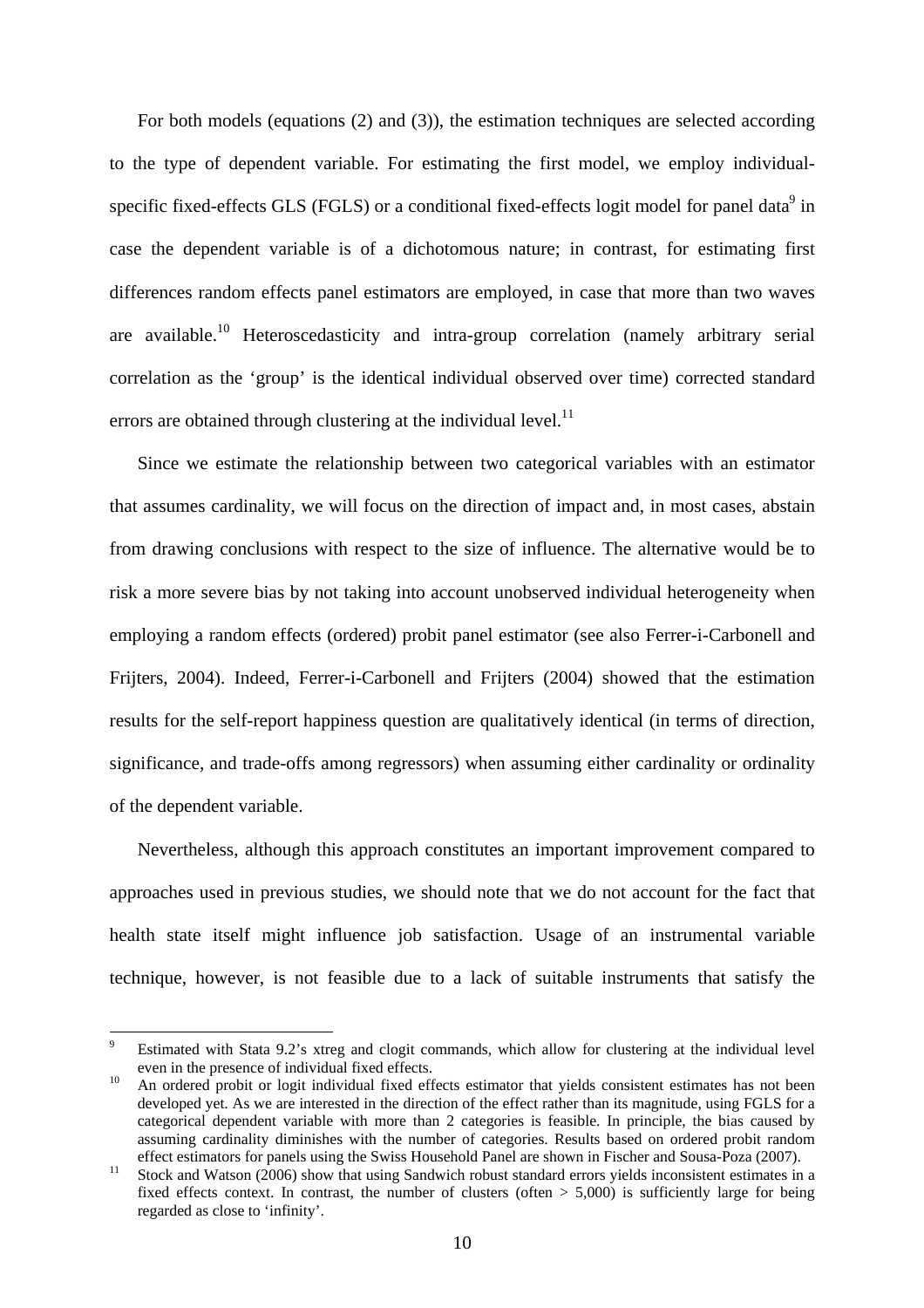For both models (equations (2) and (3)), the estimation techniques are selected according to the type of dependent variable. For estimating the first model, we employ individual-specific fixed-effects GLS (FGLS) or a conditional fixed-effects logit model for panel data[9] in case the dependent variable is of a dichotomous nature; in contrast, for estimating first differences random effects panel estimators are employed, in case that more than two waves are available.[10] Heteroscedasticity and intra-group correlation (namely arbitrary serial correlation as the 'group' is the identical individual observed over time) corrected standard errors are obtained through clustering at the individual level.[11]

Since we estimate the relationship between two categorical variables with an estimator that assumes cardinality, we will focus on the direction of impact and, in most cases, abstain from drawing conclusions with respect to the size of influence. The alternative would be to risk a more severe bias by not taking into account unobserved individual heterogeneity when employing a random effects (ordered) probit panel estimator (see also Ferrer-i-Carbonell and Frijters, 2004). Indeed, Ferrer-i-Carbonell and Frijters (2004) showed that the estimation results for the self-report happiness question are qualitatively identical (in terms of direction, significance, and trade-offs among regressors) when assuming either cardinality or ordinality of the dependent variable.

Nevertheless, although this approach constitutes an important improvement compared to approaches used in previous studies, we should note that we do not account for the fact that health state itself might influence job satisfaction. Usage of an instrumental variable technique, however, is not feasible due to a lack of suitable instruments that satisfy the

---

[9] Estimated with Stata 9.2's xtreg and clogit commands, which allow for clustering at the individual level even in the presence of individual fixed effects.

[10] An ordered probit or logit individual fixed effects estimator that yields consistent estimates has not been developed yet. As we are interested in the direction of the effect rather than its magnitude, using FGLS for a categorical dependent variable with more than 2 categories is feasible. In principle, the bias caused by assuming cardinality diminishes with the number of categories. Results based on ordered probit random effect estimators for panels using the Swiss Household Panel are shown in Fischer and Sousa-Poza (2007).

[11] Stock and Watson (2006) show that using Sandwich robust standard errors yields inconsistent estimates in a fixed effects context. In contrast, the number of clusters (often > 5,000) is sufficiently large for being regarded as close to 'infinity'.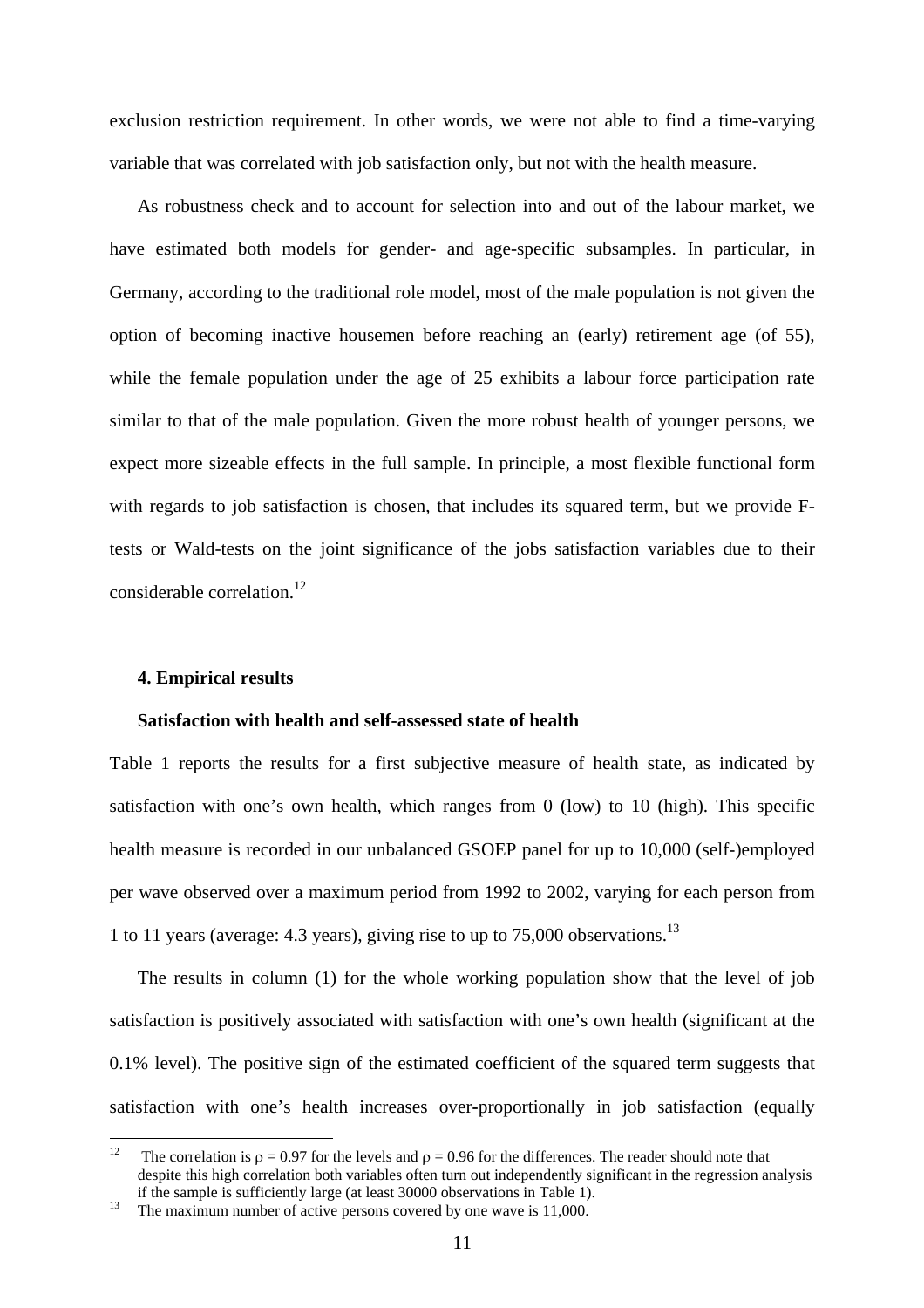exclusion restriction requirement. In other words, we were not able to find a time-varying variable that was correlated with job satisfaction only, but not with the health measure.

As robustness check and to account for selection into and out of the labour market, we have estimated both models for gender- and age-specific subsamples. In particular, in Germany, according to the traditional role model, most of the male population is not given the option of becoming inactive housemen before reaching an (early) retirement age (of 55), while the female population under the age of 25 exhibits a labour force participation rate similar to that of the male population. Given the more robust health of younger persons, we expect more sizeable effects in the full sample. In principle, a most flexible functional form with regards to job satisfaction is chosen, that includes its squared term, but we provide F-tests or Wald-tests on the joint significance of the jobs satisfaction variables due to their considerable correlation.[12]

### 4. Empirical results

#### Satisfaction with health and self-assessed state of health

Table 1 reports the results for a first subjective measure of health state, as indicated by satisfaction with one's own health, which ranges from 0 (low) to 10 (high). This specific health measure is recorded in our unbalanced GSOEP panel for up to 10,000 (self-)employed per wave observed over a maximum period from 1992 to 2002, varying for each person from 1 to 11 years (average: 4.3 years), giving rise to up to 75,000 observations.[13]

The results in column (1) for the whole working population show that the level of job satisfaction is positively associated with satisfaction with one's own health (significant at the 0.1% level). The positive sign of the estimated coefficient of the squared term suggests that satisfaction with one's health increases over-proportionally in job satisfaction (equally

---

[12] The correlation is $\rho = 0.97$ for the levels and $\rho = 0.96$ for the differences. The reader should note that despite this high correlation both variables often turn out independently significant in the regression analysis if the sample is sufficiently large (at least 30000 observations in Table 1).

[13] The maximum number of active persons covered by one wave is 11,000.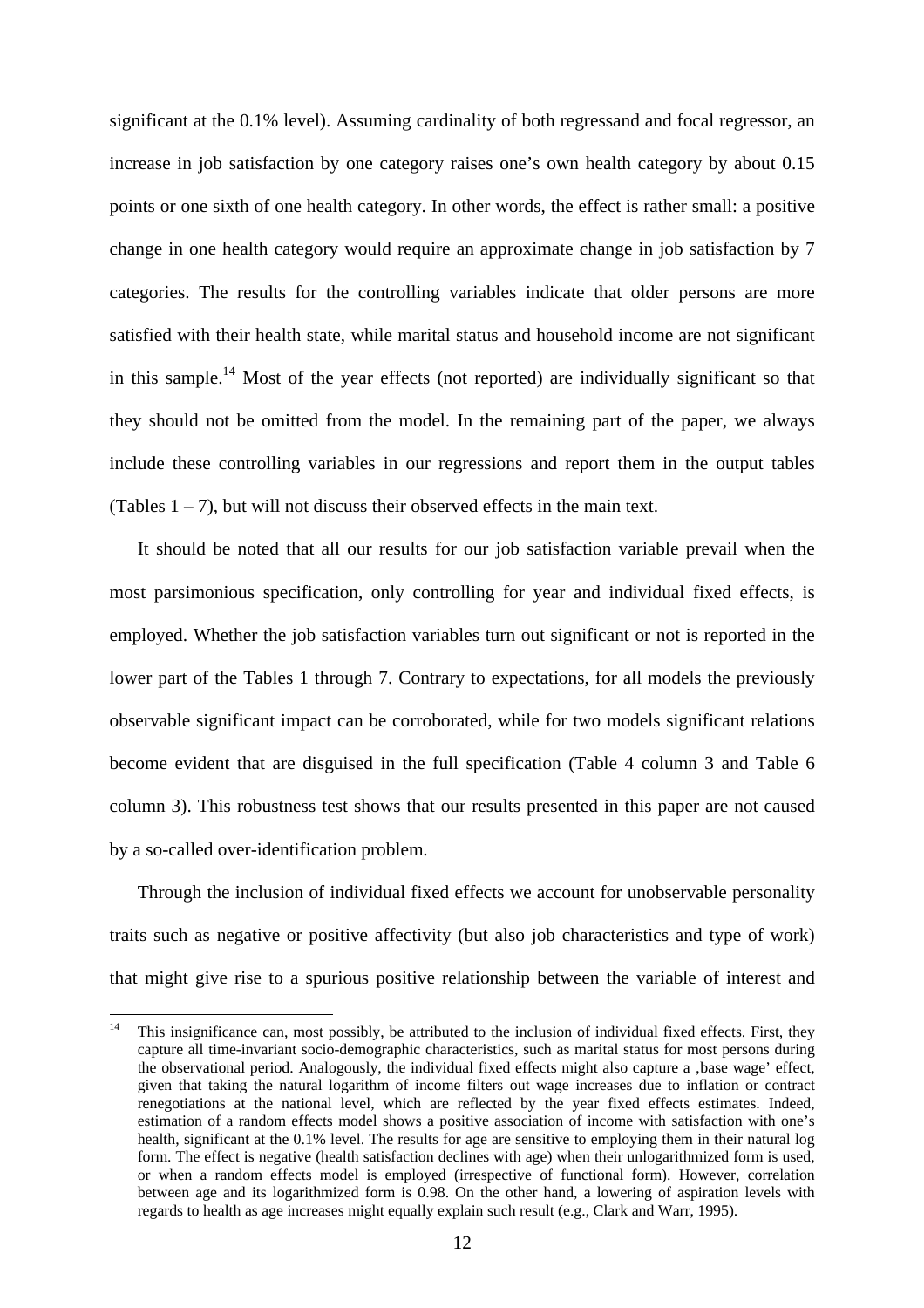significant at the 0.1% level). Assuming cardinality of both regressand and focal regressor, an increase in job satisfaction by one category raises one's own health category by about 0.15 points or one sixth of one health category. In other words, the effect is rather small: a positive change in one health category would require an approximate change in job satisfaction by 7 categories. The results for the controlling variables indicate that older persons are more satisfied with their health state, while marital status and household income are not significant in this sample.[14] Most of the year effects (not reported) are individually significant so that they should not be omitted from the model. In the remaining part of the paper, we always include these controlling variables in our regressions and report them in the output tables (Tables 1 – 7), but will not discuss their observed effects in the main text.

It should be noted that all our results for our job satisfaction variable prevail when the most parsimonious specification, only controlling for year and individual fixed effects, is employed. Whether the job satisfaction variables turn out significant or not is reported in the lower part of the Tables 1 through 7. Contrary to expectations, for all models the previously observable significant impact can be corroborated, while for two models significant relations become evident that are disguised in the full specification (Table 4 column 3 and Table 6 column 3). This robustness test shows that our results presented in this paper are not caused by a so-called over-identification problem.

Through the inclusion of individual fixed effects we account for unobservable personality traits such as negative or positive affectivity (but also job characteristics and type of work) that might give rise to a spurious positive relationship between the variable of interest and

---

[14] This insignificance can, most possibly, be attributed to the inclusion of individual fixed effects. First, they capture all time-invariant socio-demographic characteristics, such as marital status for most persons during the observational period. Analogously, the individual fixed effects might also capture a ‚base wage' effect, given that taking the natural logarithm of income filters out wage increases due to inflation or contract renegotiations at the national level, which are reflected by the year fixed effects estimates. Indeed, estimation of a random effects model shows a positive association of income with satisfaction with one's health, significant at the 0.1% level. The results for age are sensitive to employing them in their natural log form. The effect is negative (health satisfaction declines with age) when their unlogarithmized form is used, or when a random effects model is employed (irrespective of functional form). However, correlation between age and its logarithmized form is 0.98. On the other hand, a lowering of aspiration levels with regards to health as age increases might equally explain such result (e.g., Clark and Warr, 1995).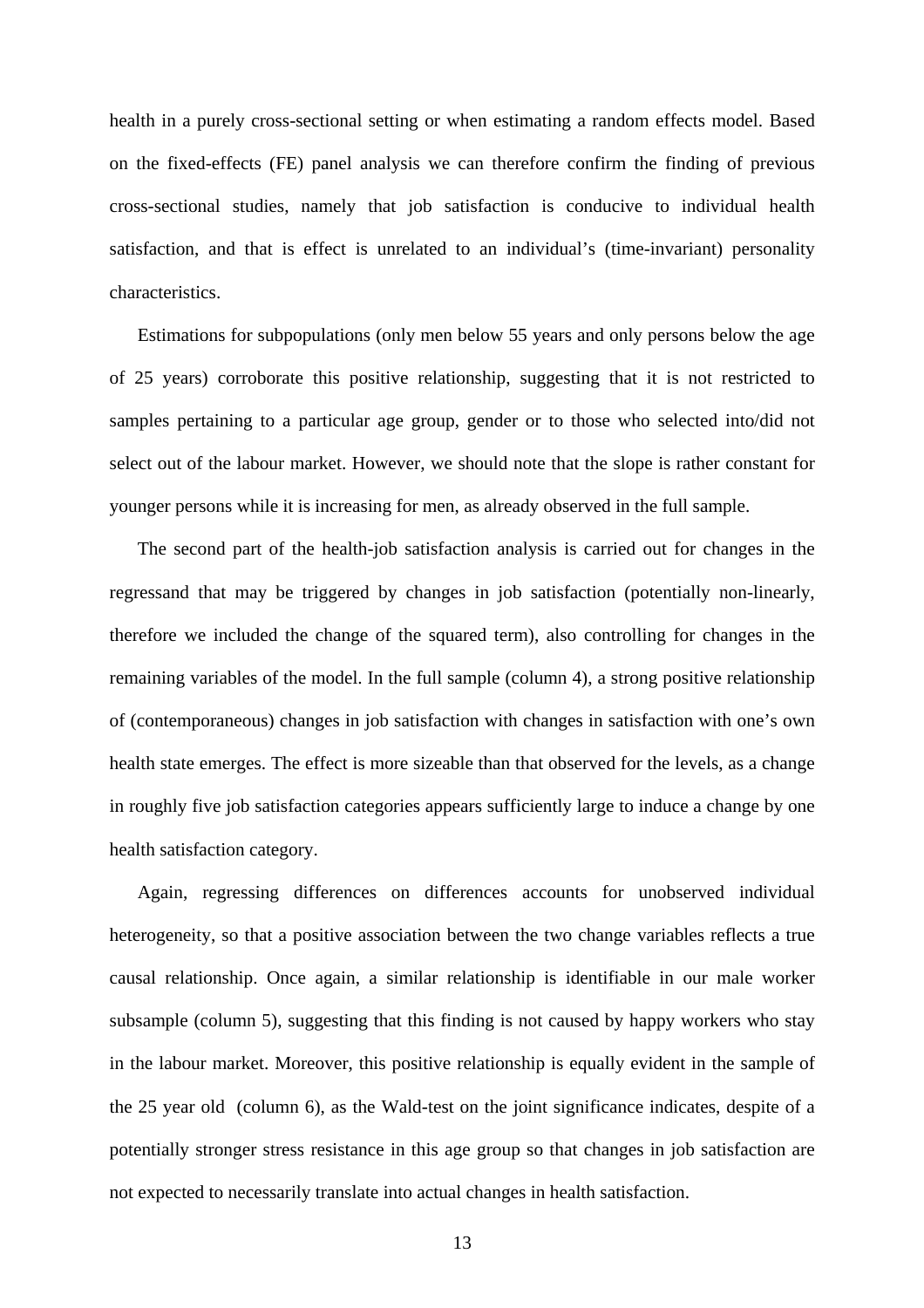health in a purely cross-sectional setting or when estimating a random effects model. Based on the fixed-effects (FE) panel analysis we can therefore confirm the finding of previous cross-sectional studies, namely that job satisfaction is conducive to individual health satisfaction, and that is effect is unrelated to an individual's (time-invariant) personality characteristics.

Estimations for subpopulations (only men below 55 years and only persons below the age of 25 years) corroborate this positive relationship, suggesting that it is not restricted to samples pertaining to a particular age group, gender or to those who selected into/did not select out of the labour market. However, we should note that the slope is rather constant for younger persons while it is increasing for men, as already observed in the full sample.

The second part of the health-job satisfaction analysis is carried out for changes in the regressand that may be triggered by changes in job satisfaction (potentially non-linearly, therefore we included the change of the squared term), also controlling for changes in the remaining variables of the model. In the full sample (column 4), a strong positive relationship of (contemporaneous) changes in job satisfaction with changes in satisfaction with one's own health state emerges. The effect is more sizeable than that observed for the levels, as a change in roughly five job satisfaction categories appears sufficiently large to induce a change by one health satisfaction category.

Again, regressing differences on differences accounts for unobserved individual heterogeneity, so that a positive association between the two change variables reflects a true causal relationship. Once again, a similar relationship is identifiable in our male worker subsample (column 5), suggesting that this finding is not caused by happy workers who stay in the labour market. Moreover, this positive relationship is equally evident in the sample of the 25 year old (column 6), as the Wald-test on the joint significance indicates, despite of a potentially stronger stress resistance in this age group so that changes in job satisfaction are not expected to necessarily translate into actual changes in health satisfaction.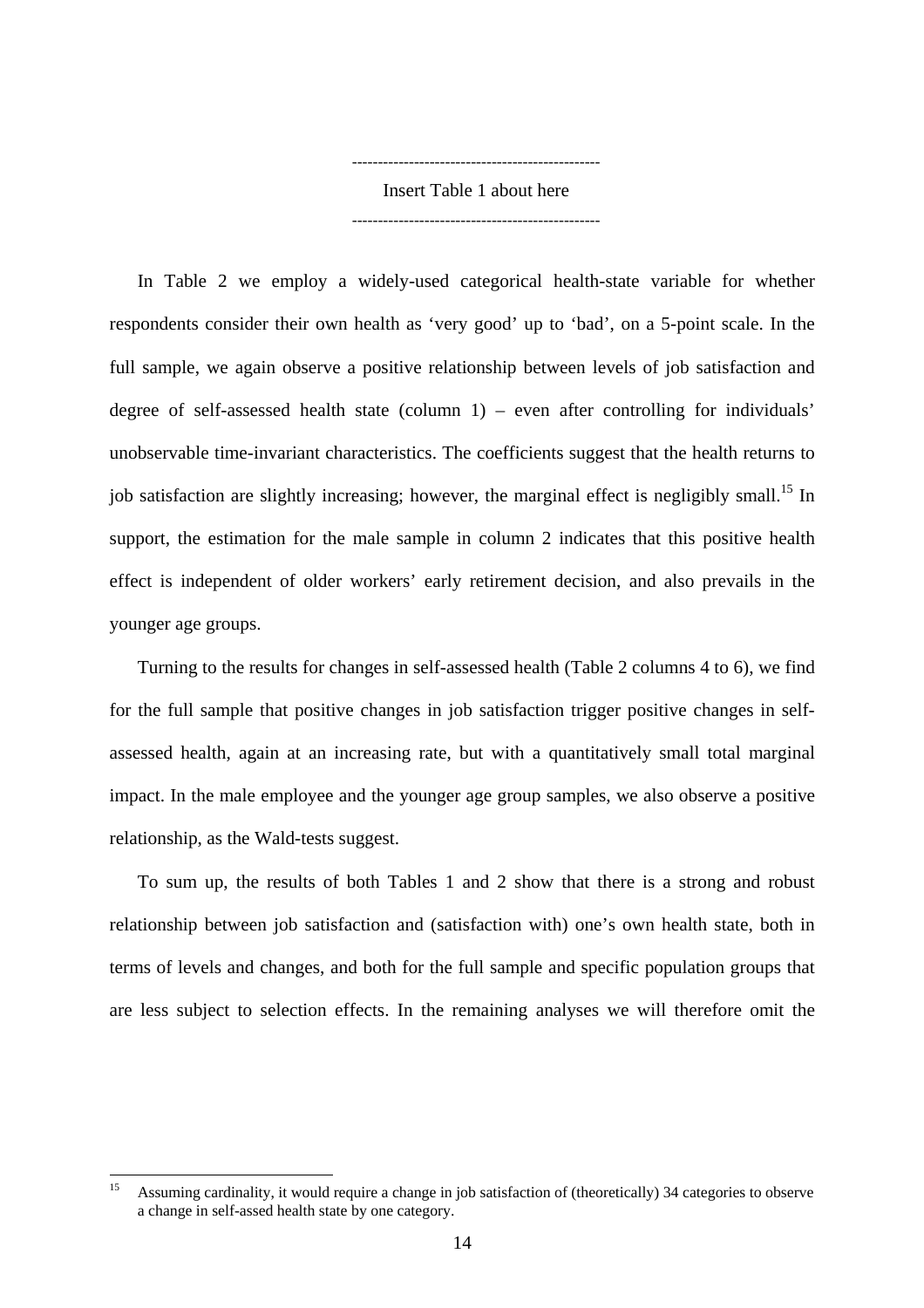-----------------------------------------------

Insert Table 1 about here

-----------------------------------------------

In Table 2 we employ a widely-used categorical health-state variable for whether respondents consider their own health as 'very good' up to 'bad', on a 5-point scale. In the full sample, we again observe a positive relationship between levels of job satisfaction and degree of self-assessed health state (column 1) – even after controlling for individuals' unobservable time-invariant characteristics. The coefficients suggest that the health returns to job satisfaction are slightly increasing; however, the marginal effect is negligibly small.[15] In support, the estimation for the male sample in column 2 indicates that this positive health effect is independent of older workers' early retirement decision, and also prevails in the younger age groups.

Turning to the results for changes in self-assessed health (Table 2 columns 4 to 6), we find for the full sample that positive changes in job satisfaction trigger positive changes in self-assessed health, again at an increasing rate, but with a quantitatively small total marginal impact. In the male employee and the younger age group samples, we also observe a positive relationship, as the Wald-tests suggest.

To sum up, the results of both Tables 1 and 2 show that there is a strong and robust relationship between job satisfaction and (satisfaction with) one's own health state, both in terms of levels and changes, and both for the full sample and specific population groups that are less subject to selection effects. In the remaining analyses we will therefore omit the

[15] Assuming cardinality, it would require a change in job satisfaction of (theoretically) 34 categories to observe a change in self-assed health state by one category.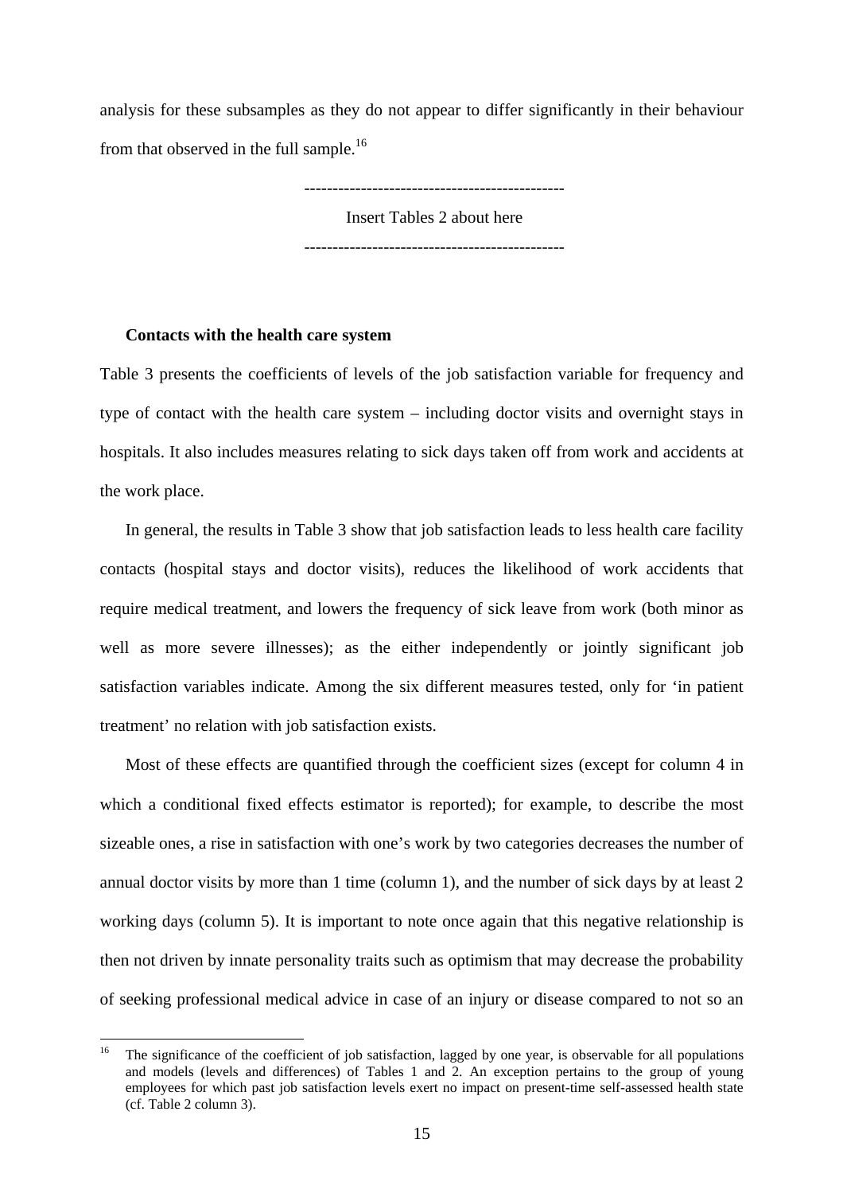analysis for these subsamples as they do not appear to differ significantly in their behaviour from that observed in the full sample.[16]

---------------------------------------------

Insert Tables 2 about here

---------------------------------------------

**Contacts with the health care system**

Table 3 presents the coefficients of levels of the job satisfaction variable for frequency and type of contact with the health care system – including doctor visits and overnight stays in hospitals. It also includes measures relating to sick days taken off from work and accidents at the work place.

In general, the results in Table 3 show that job satisfaction leads to less health care facility contacts (hospital stays and doctor visits), reduces the likelihood of work accidents that require medical treatment, and lowers the frequency of sick leave from work (both minor as well as more severe illnesses); as the either independently or jointly significant job satisfaction variables indicate. Among the six different measures tested, only for 'in patient treatment' no relation with job satisfaction exists.

Most of these effects are quantified through the coefficient sizes (except for column 4 in which a conditional fixed effects estimator is reported); for example, to describe the most sizeable ones, a rise in satisfaction with one's work by two categories decreases the number of annual doctor visits by more than 1 time (column 1), and the number of sick days by at least 2 working days (column 5). It is important to note once again that this negative relationship is then not driven by innate personality traits such as optimism that may decrease the probability of seeking professional medical advice in case of an injury or disease compared to not so an

[16] The significance of the coefficient of job satisfaction, lagged by one year, is observable for all populations and models (levels and differences) of Tables 1 and 2. An exception pertains to the group of young employees for which past job satisfaction levels exert no impact on present-time self-assessed health state (cf. Table 2 column 3).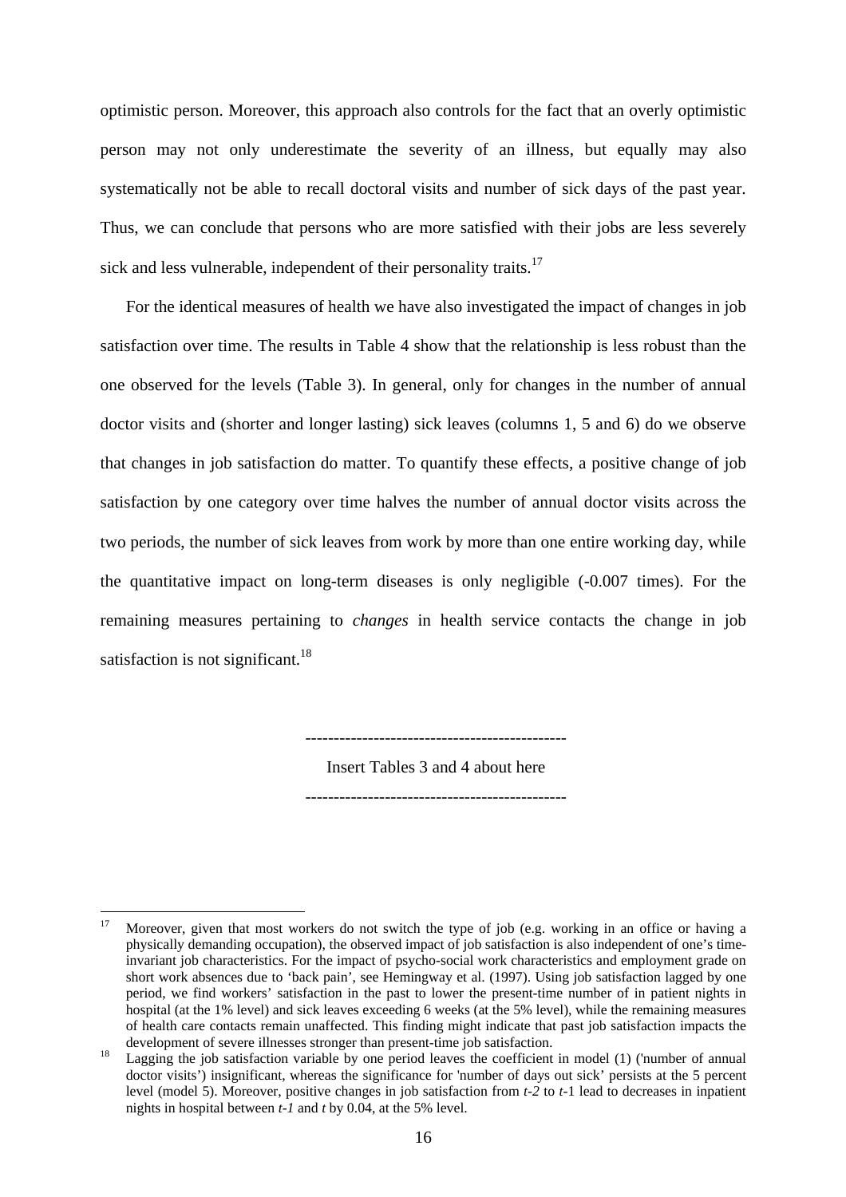optimistic person. Moreover, this approach also controls for the fact that an overly optimistic person may not only underestimate the severity of an illness, but equally may also systematically not be able to recall doctoral visits and number of sick days of the past year. Thus, we can conclude that persons who are more satisfied with their jobs are less severely sick and less vulnerable, independent of their personality traits.[17]

For the identical measures of health we have also investigated the impact of changes in job satisfaction over time. The results in Table 4 show that the relationship is less robust than the one observed for the levels (Table 3). In general, only for changes in the number of annual doctor visits and (shorter and longer lasting) sick leaves (columns 1, 5 and 6) do we observe that changes in job satisfaction do matter. To quantify these effects, a positive change of job satisfaction by one category over time halves the number of annual doctor visits across the two periods, the number of sick leaves from work by more than one entire working day, while the quantitative impact on long-term diseases is only negligible (-0.007 times). For the remaining measures pertaining to *changes* in health service contacts the change in job satisfaction is not significant.[18]

---------------------------------------------

Insert Tables 3 and 4 about here

---------------------------------------------

[17] Moreover, given that most workers do not switch the type of job (e.g. working in an office or having a physically demanding occupation), the observed impact of job satisfaction is also independent of one's time-invariant job characteristics. For the impact of psycho-social work characteristics and employment grade on short work absences due to 'back pain', see Hemingway et al. (1997). Using job satisfaction lagged by one period, we find workers' satisfaction in the past to lower the present-time number of in patient nights in hospital (at the 1% level) and sick leaves exceeding 6 weeks (at the 5% level), while the remaining measures of health care contacts remain unaffected. This finding might indicate that past job satisfaction impacts the development of severe illnesses stronger than present-time job satisfaction.

[18] Lagging the job satisfaction variable by one period leaves the coefficient in model (1) ('number of annual doctor visits') insignificant, whereas the significance for 'number of days out sick' persists at the 5 percent level (model 5). Moreover, positive changes in job satisfaction from $t$-2 to $t$-1 lead to decreases in inpatient nights in hospital between $t$-1 and $t$ by 0.04, at the 5% level.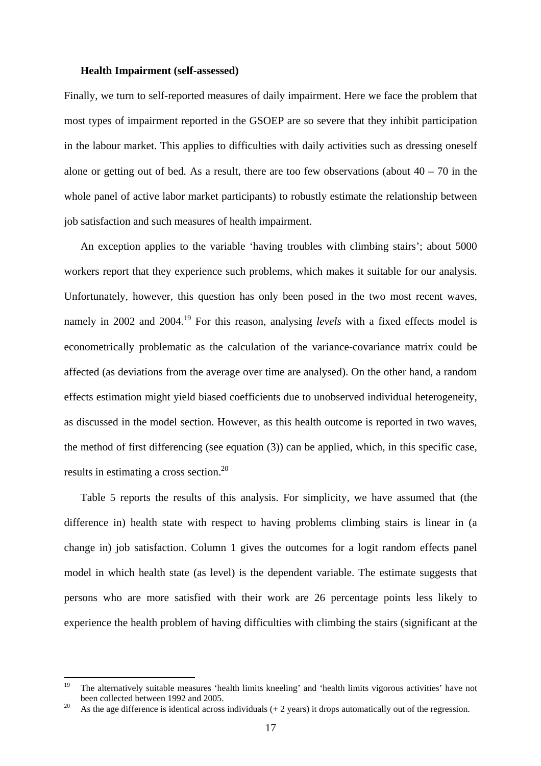**Health Impairment (self-assessed)**

Finally, we turn to self-reported measures of daily impairment. Here we face the problem that most types of impairment reported in the GSOEP are so severe that they inhibit participation in the labour market. This applies to difficulties with daily activities such as dressing oneself alone or getting out of bed. As a result, there are too few observations (about 40 – 70 in the whole panel of active labor market participants) to robustly estimate the relationship between job satisfaction and such measures of health impairment.

An exception applies to the variable 'having troubles with climbing stairs'; about 5000 workers report that they experience such problems, which makes it suitable for our analysis. Unfortunately, however, this question has only been posed in the two most recent waves, namely in 2002 and 2004.[19] For this reason, analysing *levels* with a fixed effects model is econometrically problematic as the calculation of the variance-covariance matrix could be affected (as deviations from the average over time are analysed). On the other hand, a random effects estimation might yield biased coefficients due to unobserved individual heterogeneity, as discussed in the model section. However, as this health outcome is reported in two waves, the method of first differencing (see equation (3)) can be applied, which, in this specific case, results in estimating a cross section.[20]

Table 5 reports the results of this analysis. For simplicity, we have assumed that (the difference in) health state with respect to having problems climbing stairs is linear in (a change in) job satisfaction. Column 1 gives the outcomes for a logit random effects panel model in which health state (as level) is the dependent variable. The estimate suggests that persons who are more satisfied with their work are 26 percentage points less likely to experience the health problem of having difficulties with climbing the stairs (significant at the

---

[19] The alternatively suitable measures 'health limits kneeling' and 'health limits vigorous activities' have not been collected between 1992 and 2005.

[20] As the age difference is identical across individuals (+ 2 years) it drops automatically out of the regression.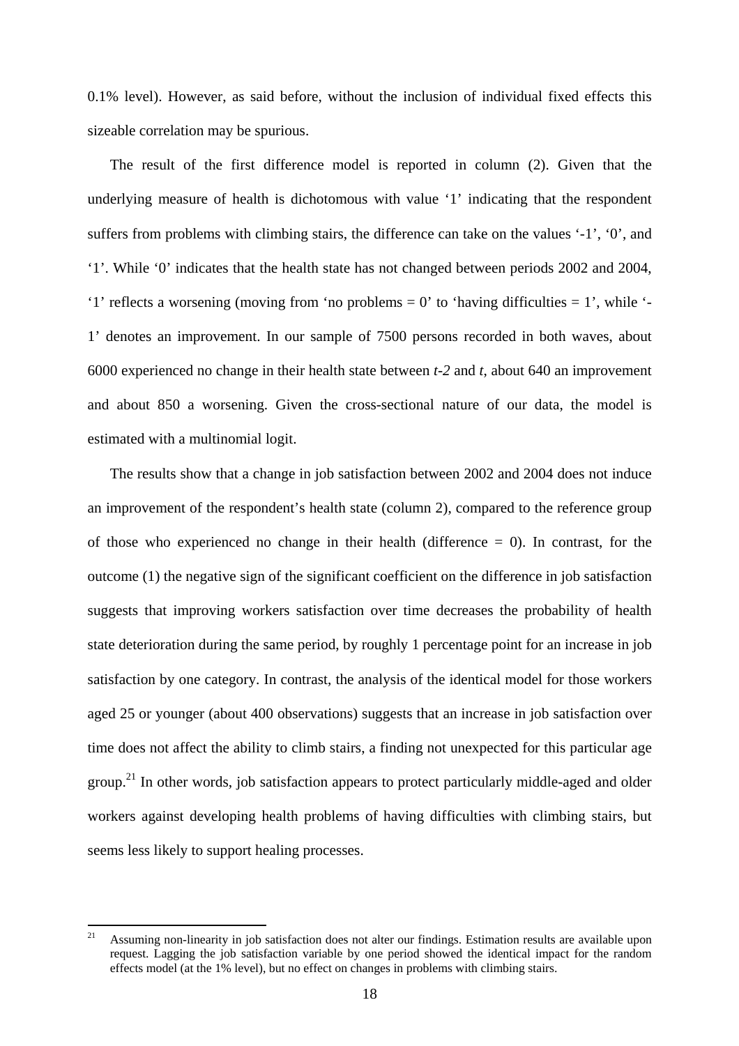0.1% level). However, as said before, without the inclusion of individual fixed effects this sizeable correlation may be spurious.

The result of the first difference model is reported in column (2). Given that the underlying measure of health is dichotomous with value '1' indicating that the respondent suffers from problems with climbing stairs, the difference can take on the values '-1', '0', and '1'. While '0' indicates that the health state has not changed between periods 2002 and 2004, '1' reflects a worsening (moving from 'no problems = 0' to 'having difficulties = 1', while '-1' denotes an improvement. In our sample of 7500 persons recorded in both waves, about 6000 experienced no change in their health state between *t-2* and *t*, about 640 an improvement and about 850 a worsening. Given the cross-sectional nature of our data, the model is estimated with a multinomial logit.

The results show that a change in job satisfaction between 2002 and 2004 does not induce an improvement of the respondent's health state (column 2), compared to the reference group of those who experienced no change in their health (difference = 0). In contrast, for the outcome (1) the negative sign of the significant coefficient on the difference in job satisfaction suggests that improving workers satisfaction over time decreases the probability of health state deterioration during the same period, by roughly 1 percentage point for an increase in job satisfaction by one category. In contrast, the analysis of the identical model for those workers aged 25 or younger (about 400 observations) suggests that an increase in job satisfaction over time does not affect the ability to climb stairs, a finding not unexpected for this particular age group.[21] In other words, job satisfaction appears to protect particularly middle-aged and older workers against developing health problems of having difficulties with climbing stairs, but seems less likely to support healing processes.

[21] Assuming non-linearity in job satisfaction does not alter our findings. Estimation results are available upon request. Lagging the job satisfaction variable by one period showed the identical impact for the random effects model (at the 1% level), but no effect on changes in problems with climbing stairs.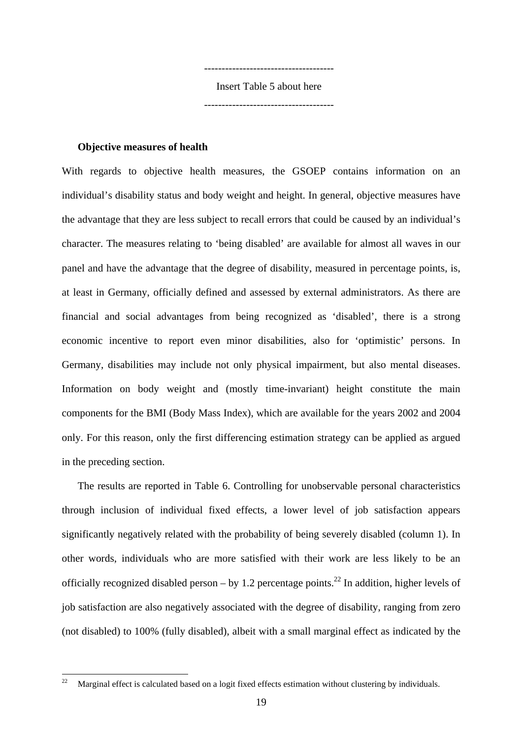-------------------------------------

Insert Table 5 about here

-------------------------------------

**Objective measures of health**

With regards to objective health measures, the GSOEP contains information on an individual's disability status and body weight and height. In general, objective measures have the advantage that they are less subject to recall errors that could be caused by an individual's character. The measures relating to 'being disabled' are available for almost all waves in our panel and have the advantage that the degree of disability, measured in percentage points, is, at least in Germany, officially defined and assessed by external administrators. As there are financial and social advantages from being recognized as 'disabled', there is a strong economic incentive to report even minor disabilities, also for 'optimistic' persons. In Germany, disabilities may include not only physical impairment, but also mental diseases. Information on body weight and (mostly time-invariant) height constitute the main components for the BMI (Body Mass Index), which are available for the years 2002 and 2004 only. For this reason, only the first differencing estimation strategy can be applied as argued in the preceding section.

The results are reported in Table 6. Controlling for unobservable personal characteristics through inclusion of individual fixed effects, a lower level of job satisfaction appears significantly negatively related with the probability of being severely disabled (column 1). In other words, individuals who are more satisfied with their work are less likely to be an officially recognized disabled person – by 1.2 percentage points.[22] In addition, higher levels of job satisfaction are also negatively associated with the degree of disability, ranging from zero (not disabled) to 100% (fully disabled), albeit with a small marginal effect as indicated by the

[22] Marginal effect is calculated based on a logit fixed effects estimation without clustering by individuals.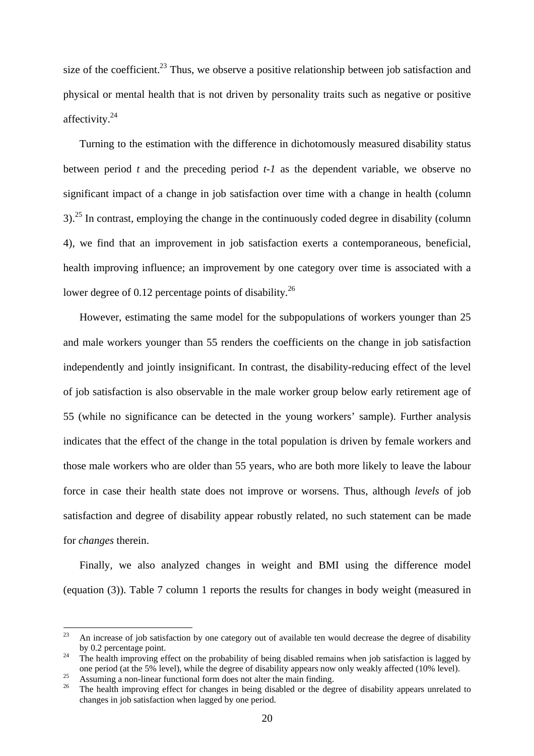size of the coefficient.[23] Thus, we observe a positive relationship between job satisfaction and physical or mental health that is not driven by personality traits such as negative or positive affectivity.[24]

Turning to the estimation with the difference in dichotomously measured disability status between period *t* and the preceding period *t-1* as the dependent variable, we observe no significant impact of a change in job satisfaction over time with a change in health (column 3).[25] In contrast, employing the change in the continuously coded degree in disability (column 4), we find that an improvement in job satisfaction exerts a contemporaneous, beneficial, health improving influence; an improvement by one category over time is associated with a lower degree of 0.12 percentage points of disability.[26]

However, estimating the same model for the subpopulations of workers younger than 25 and male workers younger than 55 renders the coefficients on the change in job satisfaction independently and jointly insignificant. In contrast, the disability-reducing effect of the level of job satisfaction is also observable in the male worker group below early retirement age of 55 (while no significance can be detected in the young workers' sample). Further analysis indicates that the effect of the change in the total population is driven by female workers and those male workers who are older than 55 years, who are both more likely to leave the labour force in case their health state does not improve or worsens. Thus, although *levels* of job satisfaction and degree of disability appear robustly related, no such statement can be made for *changes* therein.

Finally, we also analyzed changes in weight and BMI using the difference model (equation (3)). Table 7 column 1 reports the results for changes in body weight (measured in

---

[23] An increase of job satisfaction by one category out of available ten would decrease the degree of disability by 0.2 percentage point.

[24] The health improving effect on the probability of being disabled remains when job satisfaction is lagged by one period (at the 5% level), while the degree of disability appears now only weakly affected (10% level).

[25] Assuming a non-linear functional form does not alter the main finding.

[26] The health improving effect for changes in being disabled or the degree of disability appears unrelated to changes in job satisfaction when lagged by one period.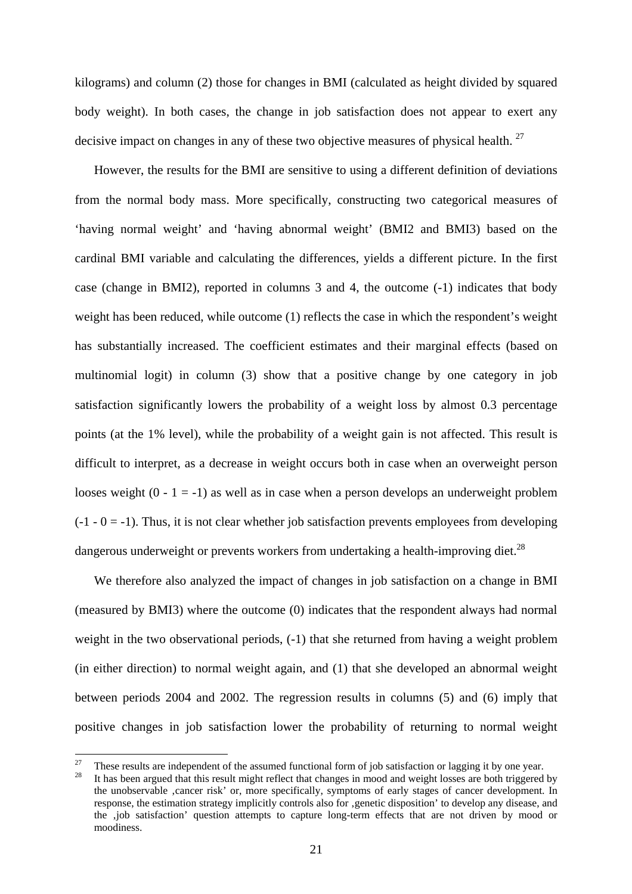kilograms) and column (2) those for changes in BMI (calculated as height divided by squared body weight). In both cases, the change in job satisfaction does not appear to exert any decisive impact on changes in any of these two objective measures of physical health. [27]

However, the results for the BMI are sensitive to using a different definition of deviations from the normal body mass. More specifically, constructing two categorical measures of 'having normal weight' and 'having abnormal weight' (BMI2 and BMI3) based on the cardinal BMI variable and calculating the differences, yields a different picture. In the first case (change in BMI2), reported in columns 3 and 4, the outcome (-1) indicates that body weight has been reduced, while outcome (1) reflects the case in which the respondent's weight has substantially increased. The coefficient estimates and their marginal effects (based on multinomial logit) in column (3) show that a positive change by one category in job satisfaction significantly lowers the probability of a weight loss by almost 0.3 percentage points (at the 1% level), while the probability of a weight gain is not affected. This result is difficult to interpret, as a decrease in weight occurs both in case when an overweight person looses weight (0 - 1 = -1) as well as in case when a person develops an underweight problem (-1 - 0 = -1). Thus, it is not clear whether job satisfaction prevents employees from developing dangerous underweight or prevents workers from undertaking a health-improving diet.[28]

We therefore also analyzed the impact of changes in job satisfaction on a change in BMI (measured by BMI3) where the outcome (0) indicates that the respondent always had normal weight in the two observational periods, (-1) that she returned from having a weight problem (in either direction) to normal weight again, and (1) that she developed an abnormal weight between periods 2004 and 2002. The regression results in columns (5) and (6) imply that positive changes in job satisfaction lower the probability of returning to normal weight

---

[27] These results are independent of the assumed functional form of job satisfaction or lagging it by one year.

[28] It has been argued that this result might reflect that changes in mood and weight losses are both triggered by the unobservable ‚cancer risk' or, more specifically, symptoms of early stages of cancer development. In response, the estimation strategy implicitly controls also for ‚genetic disposition' to develop any disease, and the ‚job satisfaction' question attempts to capture long-term effects that are not driven by mood or moodiness.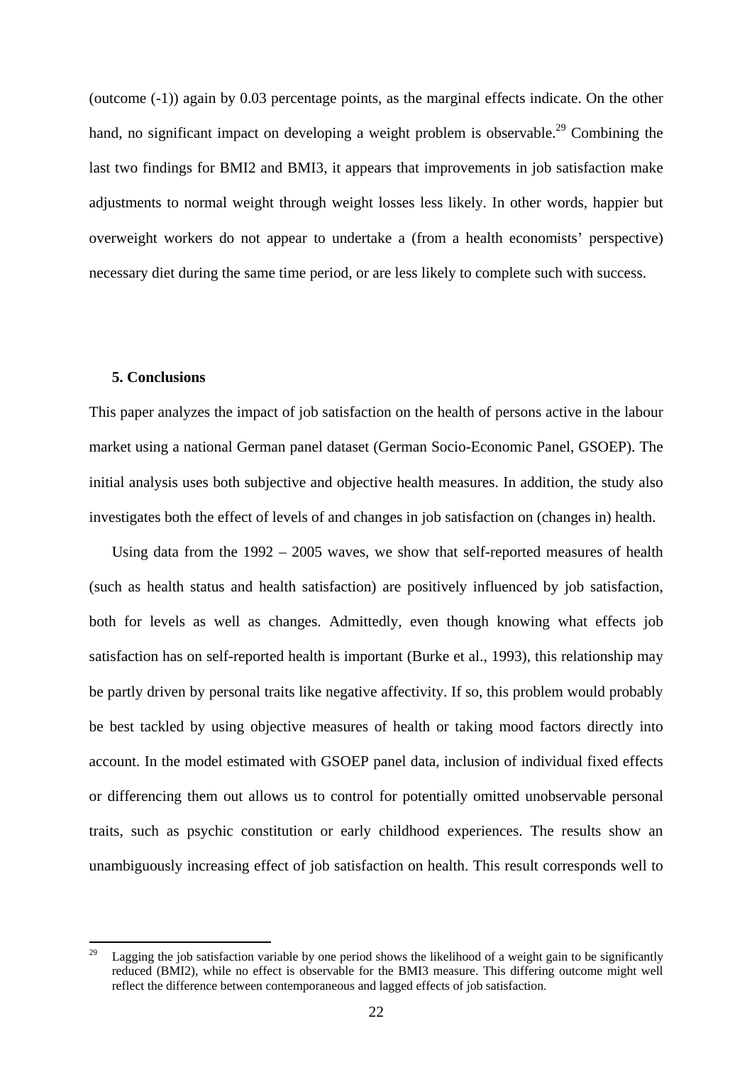(outcome (-1)) again by 0.03 percentage points, as the marginal effects indicate. On the other hand, no significant impact on developing a weight problem is observable.[29] Combining the last two findings for BMI2 and BMI3, it appears that improvements in job satisfaction make adjustments to normal weight through weight losses less likely. In other words, happier but overweight workers do not appear to undertake a (from a health economists' perspective) necessary diet during the same time period, or are less likely to complete such with success.

## 5. Conclusions

This paper analyzes the impact of job satisfaction on the health of persons active in the labour market using a national German panel dataset (German Socio-Economic Panel, GSOEP). The initial analysis uses both subjective and objective health measures. In addition, the study also investigates both the effect of levels of and changes in job satisfaction on (changes in) health.

Using data from the 1992 – 2005 waves, we show that self-reported measures of health (such as health status and health satisfaction) are positively influenced by job satisfaction, both for levels as well as changes. Admittedly, even though knowing what effects job satisfaction has on self-reported health is important (Burke et al., 1993), this relationship may be partly driven by personal traits like negative affectivity. If so, this problem would probably be best tackled by using objective measures of health or taking mood factors directly into account. In the model estimated with GSOEP panel data, inclusion of individual fixed effects or differencing them out allows us to control for potentially omitted unobservable personal traits, such as psychic constitution or early childhood experiences. The results show an unambiguously increasing effect of job satisfaction on health. This result corresponds well to

[29] Lagging the job satisfaction variable by one period shows the likelihood of a weight gain to be significantly reduced (BMI2), while no effect is observable for the BMI3 measure. This differing outcome might well reflect the difference between contemporaneous and lagged effects of job satisfaction.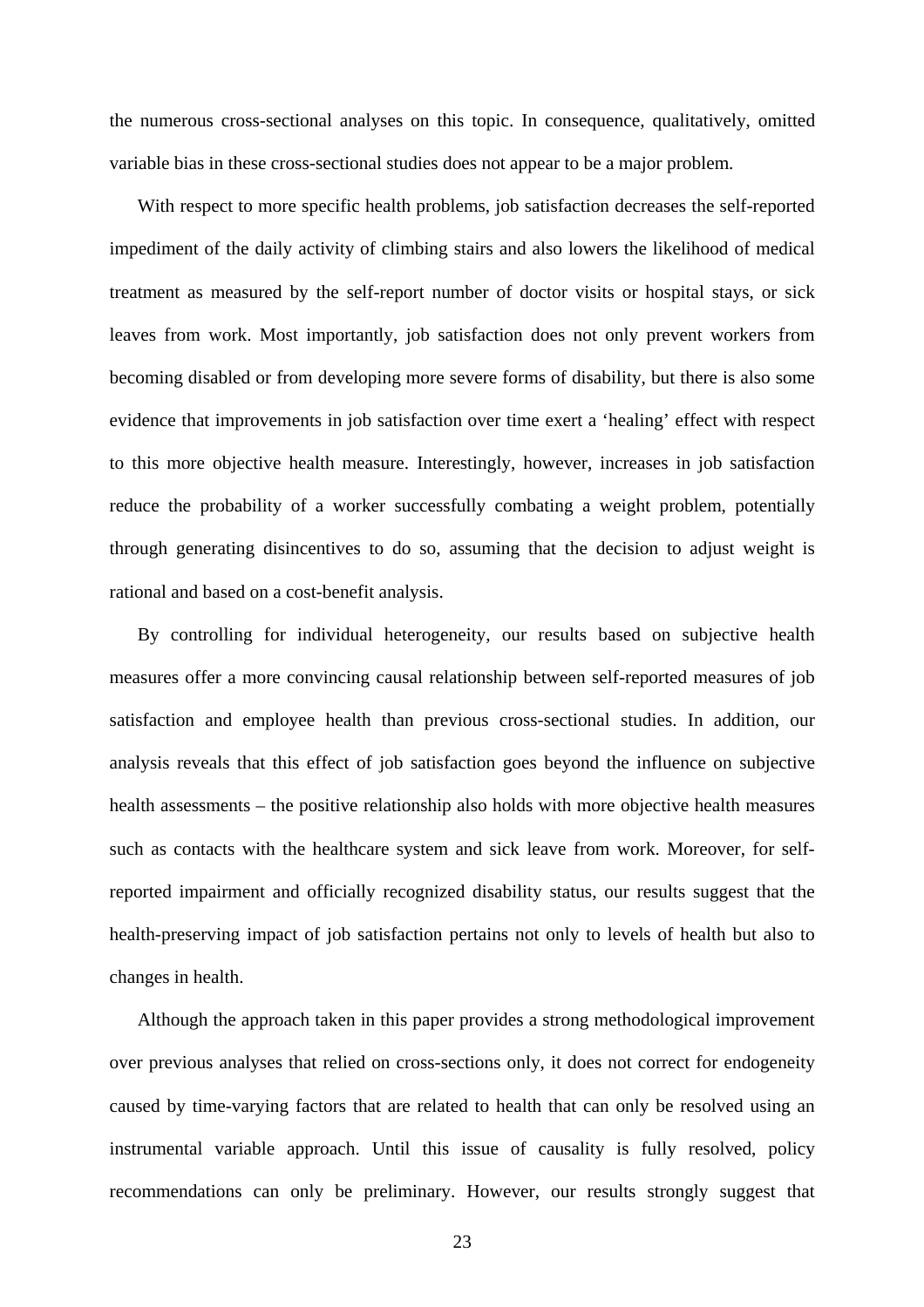the numerous cross-sectional analyses on this topic. In consequence, qualitatively, omitted variable bias in these cross-sectional studies does not appear to be a major problem.

With respect to more specific health problems, job satisfaction decreases the self-reported impediment of the daily activity of climbing stairs and also lowers the likelihood of medical treatment as measured by the self-report number of doctor visits or hospital stays, or sick leaves from work. Most importantly, job satisfaction does not only prevent workers from becoming disabled or from developing more severe forms of disability, but there is also some evidence that improvements in job satisfaction over time exert a 'healing' effect with respect to this more objective health measure. Interestingly, however, increases in job satisfaction reduce the probability of a worker successfully combating a weight problem, potentially through generating disincentives to do so, assuming that the decision to adjust weight is rational and based on a cost-benefit analysis.

By controlling for individual heterogeneity, our results based on subjective health measures offer a more convincing causal relationship between self-reported measures of job satisfaction and employee health than previous cross-sectional studies. In addition, our analysis reveals that this effect of job satisfaction goes beyond the influence on subjective health assessments – the positive relationship also holds with more objective health measures such as contacts with the healthcare system and sick leave from work. Moreover, for self-reported impairment and officially recognized disability status, our results suggest that the health-preserving impact of job satisfaction pertains not only to levels of health but also to changes in health.

Although the approach taken in this paper provides a strong methodological improvement over previous analyses that relied on cross-sections only, it does not correct for endogeneity caused by time-varying factors that are related to health that can only be resolved using an instrumental variable approach. Until this issue of causality is fully resolved, policy recommendations can only be preliminary. However, our results strongly suggest that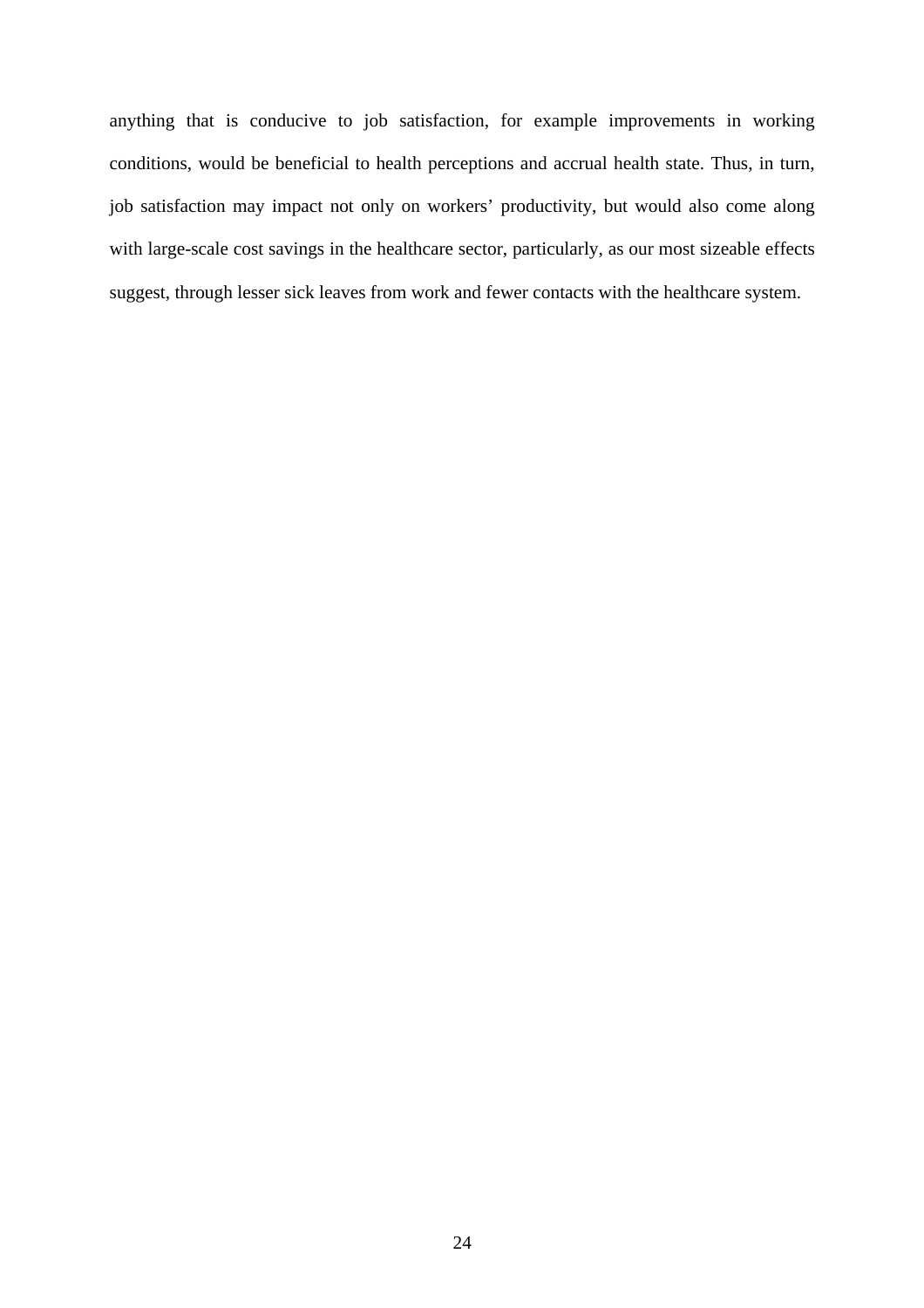anything that is conducive to job satisfaction, for example improvements in working conditions, would be beneficial to health perceptions and accrual health state. Thus, in turn, job satisfaction may impact not only on workers' productivity, but would also come along with large-scale cost savings in the healthcare sector, particularly, as our most sizeable effects suggest, through lesser sick leaves from work and fewer contacts with the healthcare system.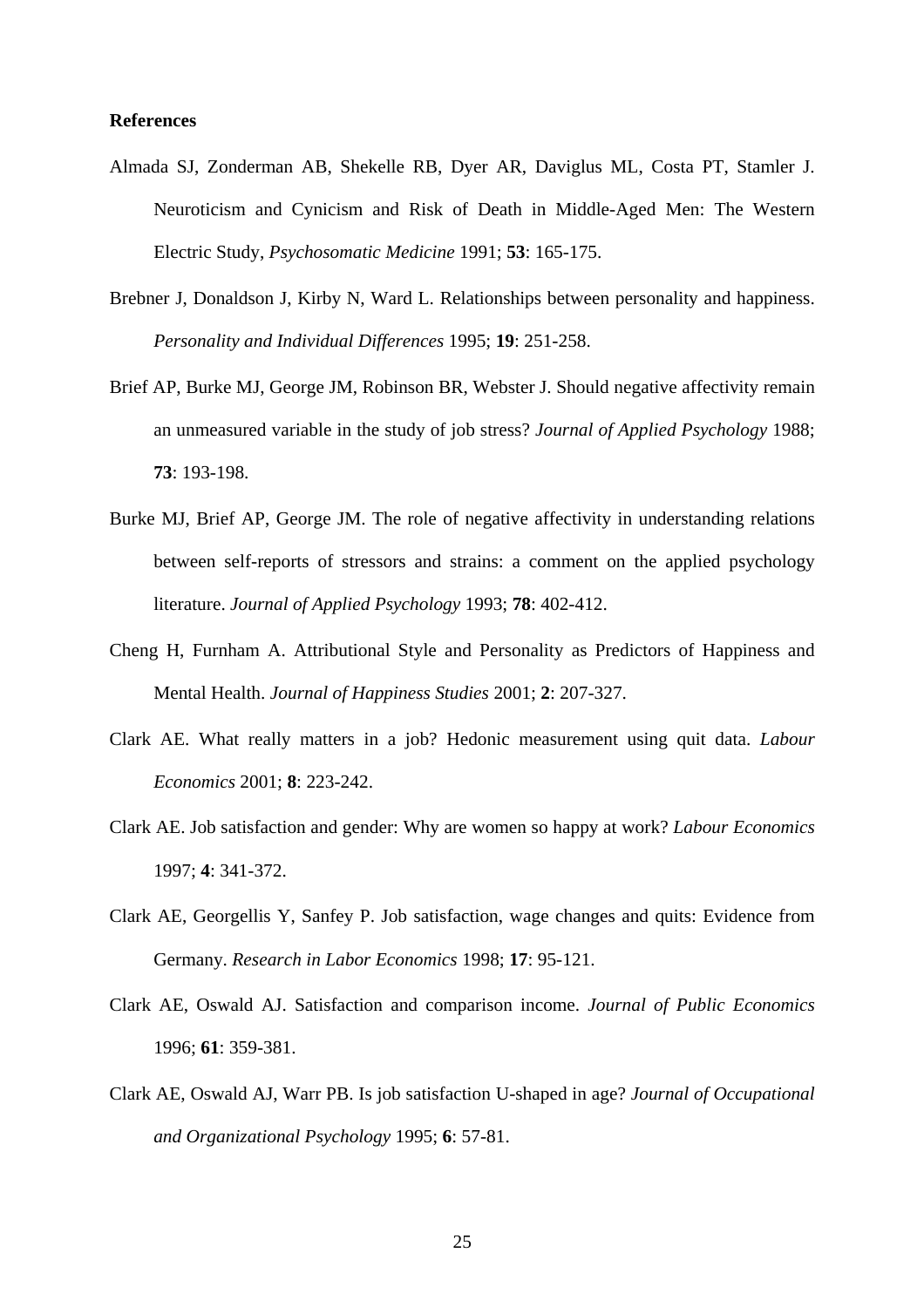**References**

Almada SJ, Zonderman AB, Shekelle RB, Dyer AR, Daviglus ML, Costa PT, Stamler J. Neuroticism and Cynicism and Risk of Death in Middle-Aged Men: The Western Electric Study, *Psychosomatic Medicine* 1991; **53**: 165-175.

Brebner J, Donaldson J, Kirby N, Ward L. Relationships between personality and happiness. *Personality and Individual Differences* 1995; **19**: 251-258.

Brief AP, Burke MJ, George JM, Robinson BR, Webster J. Should negative affectivity remain an unmeasured variable in the study of job stress? *Journal of Applied Psychology* 1988; **73**: 193-198.

Burke MJ, Brief AP, George JM. The role of negative affectivity in understanding relations between self-reports of stressors and strains: a comment on the applied psychology literature. *Journal of Applied Psychology* 1993; **78**: 402-412.

Cheng H, Furnham A. Attributional Style and Personality as Predictors of Happiness and Mental Health. *Journal of Happiness Studies* 2001; **2**: 207-327.

Clark AE. What really matters in a job? Hedonic measurement using quit data. *Labour Economics* 2001; **8**: 223-242.

Clark AE. Job satisfaction and gender: Why are women so happy at work? *Labour Economics* 1997; **4**: 341-372.

Clark AE, Georgellis Y, Sanfey P. Job satisfaction, wage changes and quits: Evidence from Germany. *Research in Labor Economics* 1998; **17**: 95-121.

Clark AE, Oswald AJ. Satisfaction and comparison income. *Journal of Public Economics* 1996; **61**: 359-381.

Clark AE, Oswald AJ, Warr PB. Is job satisfaction U-shaped in age? *Journal of Occupational and Organizational Psychology* 1995; **6**: 57-81.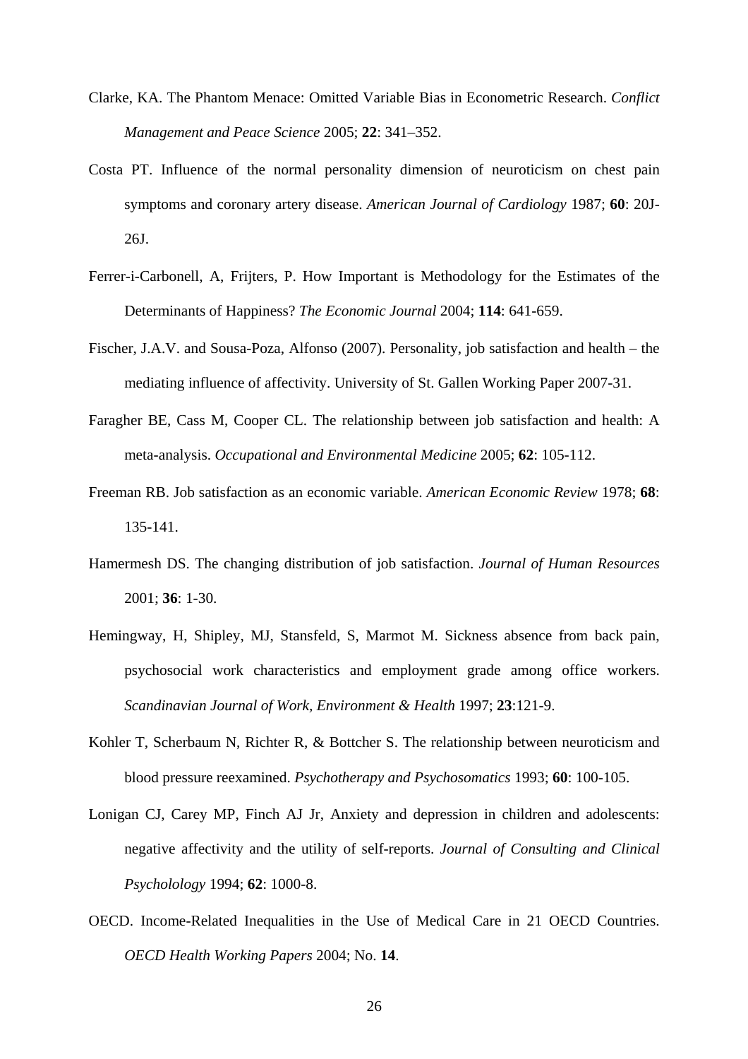Clarke, KA. The Phantom Menace: Omitted Variable Bias in Econometric Research. *Conflict Management and Peace Science* 2005; **22**: 341–352.

Costa PT. Influence of the normal personality dimension of neuroticism on chest pain symptoms and coronary artery disease. *American Journal of Cardiology* 1987; **60**: 20J-26J.

Ferrer-i-Carbonell, A, Frijters, P. How Important is Methodology for the Estimates of the Determinants of Happiness? *The Economic Journal* 2004; **114**: 641-659.

Fischer, J.A.V. and Sousa-Poza, Alfonso (2007). Personality, job satisfaction and health – the mediating influence of affectivity. University of St. Gallen Working Paper 2007-31.

Faragher BE, Cass M, Cooper CL. The relationship between job satisfaction and health: A meta-analysis. *Occupational and Environmental Medicine* 2005; **62**: 105-112.

Freeman RB. Job satisfaction as an economic variable. *American Economic Review* 1978; **68**: 135-141.

Hamermesh DS. The changing distribution of job satisfaction. *Journal of Human Resources* 2001; **36**: 1-30.

Hemingway, H, Shipley, MJ, Stansfeld, S, Marmot M. Sickness absence from back pain, psychosocial work characteristics and employment grade among office workers. *Scandinavian Journal of Work, Environment & Health* 1997; **23**:121-9.

Kohler T, Scherbaum N, Richter R, & Bottcher S. The relationship between neuroticism and blood pressure reexamined. *Psychotherapy and Psychosomatics* 1993; **60**: 100-105.

Lonigan CJ, Carey MP, Finch AJ Jr, Anxiety and depression in children and adolescents: negative affectivity and the utility of self-reports. *Journal of Consulting and Clinical Psycholology* 1994; **62**: 1000-8.

OECD. Income-Related Inequalities in the Use of Medical Care in 21 OECD Countries. *OECD Health Working Papers* 2004; No. **14**.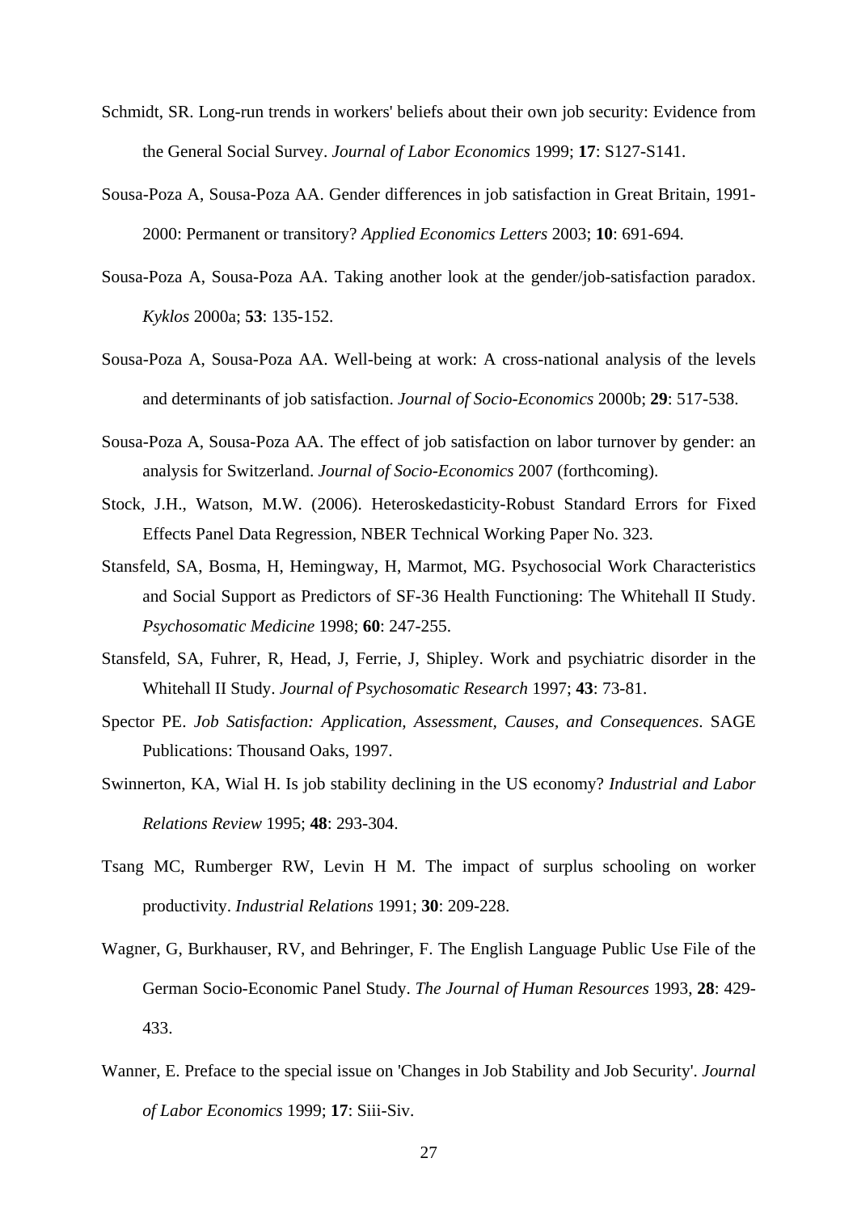Schmidt, SR. Long-run trends in workers' beliefs about their own job security: Evidence from the General Social Survey. *Journal of Labor Economics* 1999; **17**: S127-S141.

Sousa-Poza A, Sousa-Poza AA. Gender differences in job satisfaction in Great Britain, 1991-2000: Permanent or transitory? *Applied Economics Letters* 2003; **10**: 691-694.

Sousa-Poza A, Sousa-Poza AA. Taking another look at the gender/job-satisfaction paradox. *Kyklos* 2000a; **53**: 135-152.

Sousa-Poza A, Sousa-Poza AA. Well-being at work: A cross-national analysis of the levels and determinants of job satisfaction. *Journal of Socio-Economics* 2000b; **29**: 517-538.

Sousa-Poza A, Sousa-Poza AA. The effect of job satisfaction on labor turnover by gender: an analysis for Switzerland. *Journal of Socio-Economics* 2007 (forthcoming).

Stock, J.H., Watson, M.W. (2006). Heteroskedasticity-Robust Standard Errors for Fixed Effects Panel Data Regression, NBER Technical Working Paper No. 323.

Stansfeld, SA, Bosma, H, Hemingway, H, Marmot, MG. Psychosocial Work Characteristics and Social Support as Predictors of SF-36 Health Functioning: The Whitehall II Study. *Psychosomatic Medicine* 1998; **60**: 247-255.

Stansfeld, SA, Fuhrer, R, Head, J, Ferrie, J, Shipley. Work and psychiatric disorder in the Whitehall II Study. *Journal of Psychosomatic Research* 1997; **43**: 73-81.

Spector PE. *Job Satisfaction: Application, Assessment, Causes, and Consequences*. SAGE Publications: Thousand Oaks, 1997.

Swinnerton, KA, Wial H. Is job stability declining in the US economy? *Industrial and Labor Relations Review* 1995; **48**: 293-304.

Tsang MC, Rumberger RW, Levin H M. The impact of surplus schooling on worker productivity. *Industrial Relations* 1991; **30**: 209-228.

Wagner, G, Burkhauser, RV, and Behringer, F. The English Language Public Use File of the German Socio-Economic Panel Study. *The Journal of Human Resources* 1993, **28**: 429-433.

Wanner, E. Preface to the special issue on 'Changes in Job Stability and Job Security'. *Journal of Labor Economics* 1999; **17**: Siii-Siv.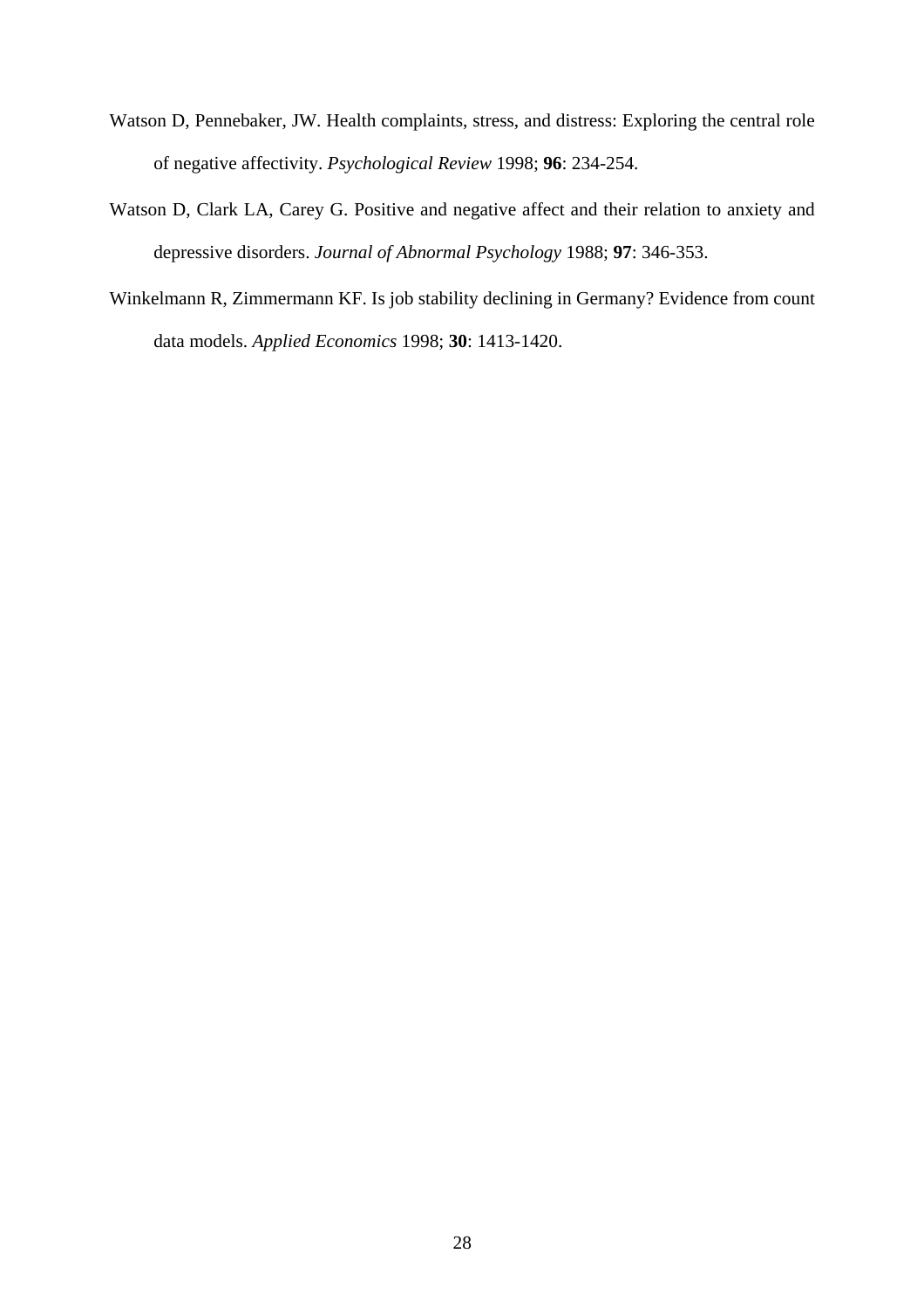Watson D, Pennebaker, JW. Health complaints, stress, and distress: Exploring the central role of negative affectivity. *Psychological Review* 1998; **96**: 234-254.

Watson D, Clark LA, Carey G. Positive and negative affect and their relation to anxiety and depressive disorders. *Journal of Abnormal Psychology* 1988; **97**: 346-353.

Winkelmann R, Zimmermann KF. Is job stability declining in Germany? Evidence from count data models. *Applied Economics* 1998; **30**: 1413-1420.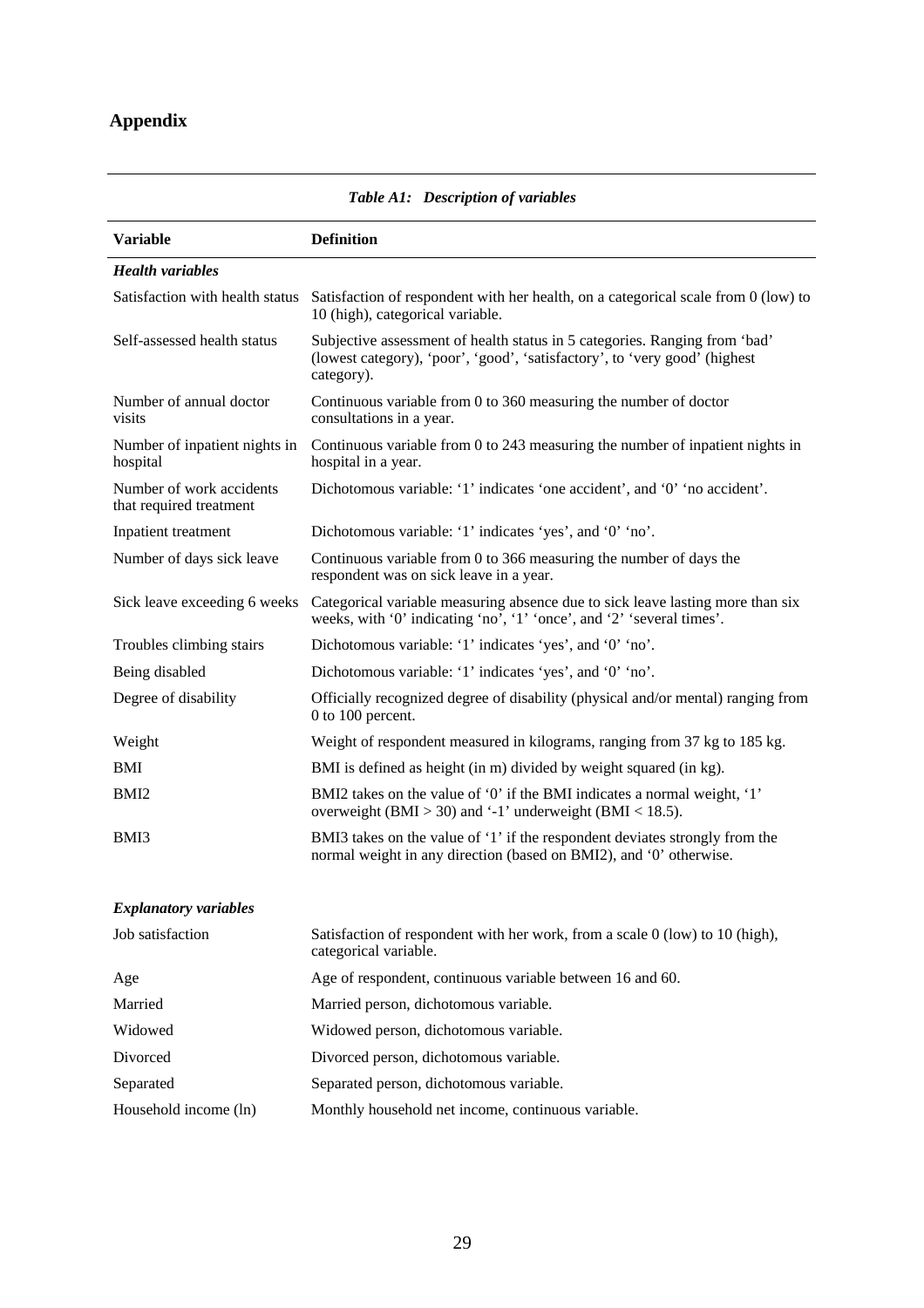## Appendix

***Table A1: Description of variables***

| Variable | Definition |
|---|---|
| ***Health variables*** | |
| Satisfaction with health status | Satisfaction of respondent with her health, on a categorical scale from 0 (low) to 10 (high), categorical variable. |
| Self-assessed health status | Subjective assessment of health status in 5 categories. Ranging from 'bad' (lowest category), 'poor', 'good', 'satisfactory', to 'very good' (highest category). |
| Number of annual doctor visits | Continuous variable from 0 to 360 measuring the number of doctor consultations in a year. |
| Number of inpatient nights in hospital | Continuous variable from 0 to 243 measuring the number of inpatient nights in hospital in a year. |
| Number of work accidents that required treatment | Dichotomous variable: '1' indicates 'one accident', and '0' 'no accident'. |
| Inpatient treatment | Dichotomous variable: '1' indicates 'yes', and '0' 'no'. |
| Number of days sick leave | Continuous variable from 0 to 366 measuring the number of days the respondent was on sick leave in a year. |
| Sick leave exceeding 6 weeks | Categorical variable measuring absence due to sick leave lasting more than six weeks, with '0' indicating 'no', '1' 'once', and '2' 'several times'. |
| Troubles climbing stairs | Dichotomous variable: '1' indicates 'yes', and '0' 'no'. |
| Being disabled | Dichotomous variable: '1' indicates 'yes', and '0' 'no'. |
| Degree of disability | Officially recognized degree of disability (physical and/or mental) ranging from 0 to 100 percent. |
| Weight | Weight of respondent measured in kilograms, ranging from 37 kg to 185 kg. |
| BMI | BMI is defined as height (in m) divided by weight squared (in kg). |
| BMI2 | BMI2 takes on the value of '0' if the BMI indicates a normal weight, '1' overweight (BMI > 30) and '-1' underweight (BMI < 18.5). |
| BMI3 | BMI3 takes on the value of '1' if the respondent deviates strongly from the normal weight in any direction (based on BMI2), and '0' otherwise. |
| ***Explanatory variables*** | |
| Job satisfaction | Satisfaction of respondent with her work, from a scale 0 (low) to 10 (high), categorical variable. |
| Age | Age of respondent, continuous variable between 16 and 60. |
| Married | Married person, dichotomous variable. |
| Widowed | Widowed person, dichotomous variable. |
| Divorced | Divorced person, dichotomous variable. |
| Separated | Separated person, dichotomous variable. |
| Household income (ln) | Monthly household net income, continuous variable. |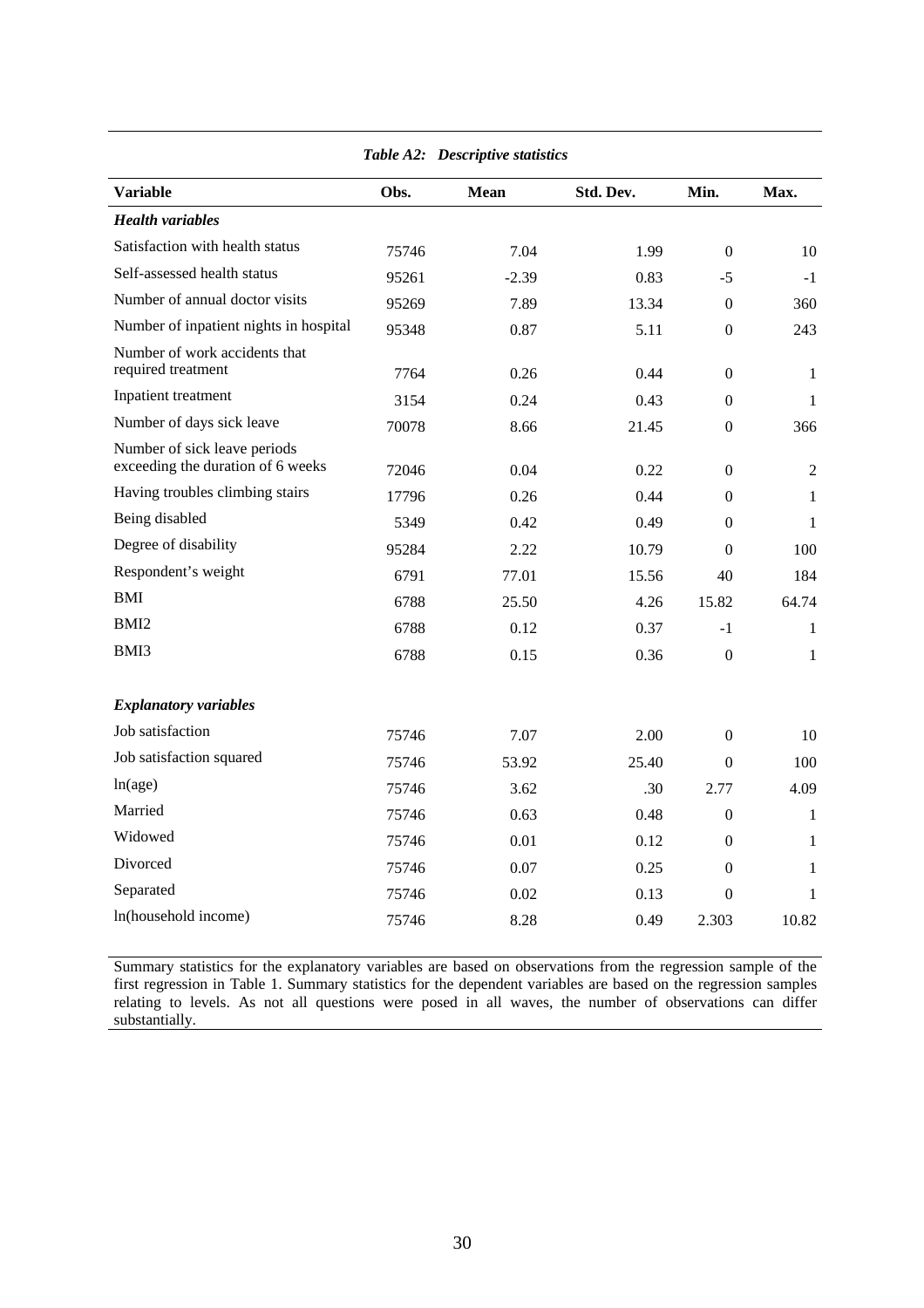*Table A2: Descriptive statistics*

| **Variable** | **Obs.** | **Mean** | **Std. Dev.** | **Min.** | **Max.** |
|---|---|---|---|---|---|
| ***Health variables*** | | | | | |
| Satisfaction with health status | 75746 | 7.04 | 1.99 | 0 | 10 |
| Self-assessed health status | 95261 | -2.39 | 0.83 | -5 | -1 |
| Number of annual doctor visits | 95269 | 7.89 | 13.34 | 0 | 360 |
| Number of inpatient nights in hospital | 95348 | 0.87 | 5.11 | 0 | 243 |
| Number of work accidents that required treatment | 7764 | 0.26 | 0.44 | 0 | 1 |
| Inpatient treatment | 3154 | 0.24 | 0.43 | 0 | 1 |
| Number of days sick leave | 70078 | 8.66 | 21.45 | 0 | 366 |
| Number of sick leave periods exceeding the duration of 6 weeks | 72046 | 0.04 | 0.22 | 0 | 2 |
| Having troubles climbing stairs | 17796 | 0.26 | 0.44 | 0 | 1 |
| Being disabled | 5349 | 0.42 | 0.49 | 0 | 1 |
| Degree of disability | 95284 | 2.22 | 10.79 | 0 | 100 |
| Respondent's weight | 6791 | 77.01 | 15.56 | 40 | 184 |
| BMI | 6788 | 25.50 | 4.26 | 15.82 | 64.74 |
| BMI2 | 6788 | 0.12 | 0.37 | -1 | 1 |
| BMI3 | 6788 | 0.15 | 0.36 | 0 | 1 |
| ***Explanatory variables*** | | | | | |
| Job satisfaction | 75746 | 7.07 | 2.00 | 0 | 10 |
| Job satisfaction squared | 75746 | 53.92 | 25.40 | 0 | 100 |
| ln(age) | 75746 | 3.62 | .30 | 2.77 | 4.09 |
| Married | 75746 | 0.63 | 0.48 | 0 | 1 |
| Widowed | 75746 | 0.01 | 0.12 | 0 | 1 |
| Divorced | 75746 | 0.07 | 0.25 | 0 | 1 |
| Separated | 75746 | 0.02 | 0.13 | 0 | 1 |
| ln(household income) | 75746 | 8.28 | 0.49 | 2.303 | 10.82 |

Summary statistics for the explanatory variables are based on observations from the regression sample of the first regression in Table 1. Summary statistics for the dependent variables are based on the regression samples relating to levels. As not all questions were posed in all waves, the number of observations can differ substantially.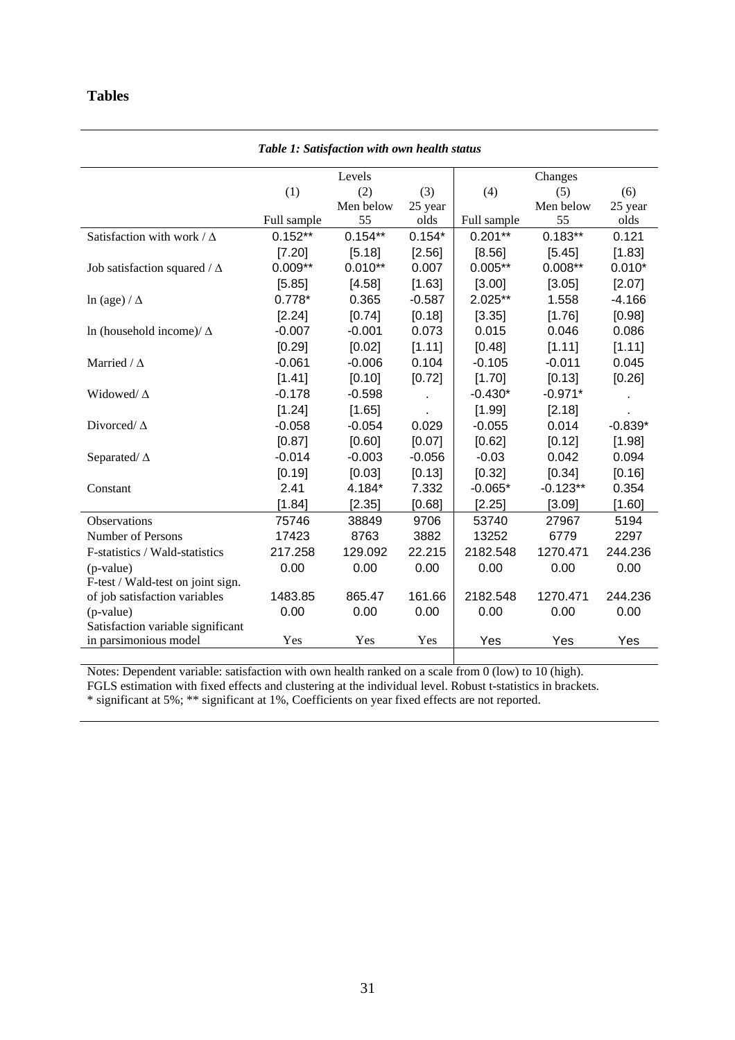## Tables

*Table 1: Satisfaction with own health status*

| | Levels | | | Changes | | |
|---|---|---|---|---|---|---|
| | (1) | (2) | (3) | (4) | (5) | (6) |
| | Full sample | Men below 55 | 25 year olds | Full sample | Men below 55 | 25 year olds |
| Satisfaction with work / Δ | 0.152** | 0.154** | 0.154* | 0.201** | 0.183** | 0.121 |
| | [7.20] | [5.18] | [2.56] | [8.56] | [5.45] | [1.83] |
| Job satisfaction squared / Δ | 0.009** | 0.010** | 0.007 | 0.005** | 0.008** | 0.010* |
| | [5.85] | [4.58] | [1.63] | [3.00] | [3.05] | [2.07] |
| ln (age) / Δ | 0.778* | 0.365 | -0.587 | 2.025** | 1.558 | -4.166 |
| | [2.24] | [0.74] | [0.18] | [3.35] | [1.76] | [0.98] |
| ln (household income)/ Δ | -0.007 | -0.001 | 0.073 | 0.015 | 0.046 | 0.086 |
| | [0.29] | [0.02] | [1.11] | [0.48] | [1.11] | [1.11] |
| Married / Δ | -0.061 | -0.006 | 0.104 | -0.105 | -0.011 | 0.045 |
| | [1.41] | [0.10] | [0.72] | [1.70] | [0.13] | [0.26] |
| Widowed/ Δ | -0.178 | -0.598 | . | -0.430* | -0.971* | . |
| | [1.24] | [1.65] | . | [1.99] | [2.18] | . |
| Divorced/ Δ | -0.058 | -0.054 | 0.029 | -0.055 | 0.014 | -0.839* |
| | [0.87] | [0.60] | [0.07] | [0.62] | [0.12] | [1.98] |
| Separated/ Δ | -0.014 | -0.003 | -0.056 | -0.03 | 0.042 | 0.094 |
| | [0.19] | [0.03] | [0.13] | [0.32] | [0.34] | [0.16] |
| Constant | 2.41 | 4.184* | 7.332 | -0.065* | -0.123** | 0.354 |
| | [1.84] | [2.35] | [0.68] | [2.25] | [3.09] | [1.60] |
| Observations | 75746 | 38849 | 9706 | 53740 | 27967 | 5194 |
| Number of Persons | 17423 | 8763 | 3882 | 13252 | 6779 | 2297 |
| F-statistics / Wald-statistics | 217.258 | 129.092 | 22.215 | 2182.548 | 1270.471 | 244.236 |
| (p-value) | 0.00 | 0.00 | 0.00 | 0.00 | 0.00 | 0.00 |
| F-test / Wald-test on joint sign. of job satisfaction variables | 1483.85 | 865.47 | 161.66 | 2182.548 | 1270.471 | 244.236 |
| (p-value) | 0.00 | 0.00 | 0.00 | 0.00 | 0.00 | 0.00 |
| Satisfaction variable significant in parsimonious model | Yes | Yes | Yes | Yes | Yes | Yes |

Notes: Dependent variable: satisfaction with own health ranked on a scale from 0 (low) to 10 (high).
FGLS estimation with fixed effects and clustering at the individual level. Robust t-statistics in brackets.
* significant at 5%; ** significant at 1%, Coefficients on year fixed effects are not reported.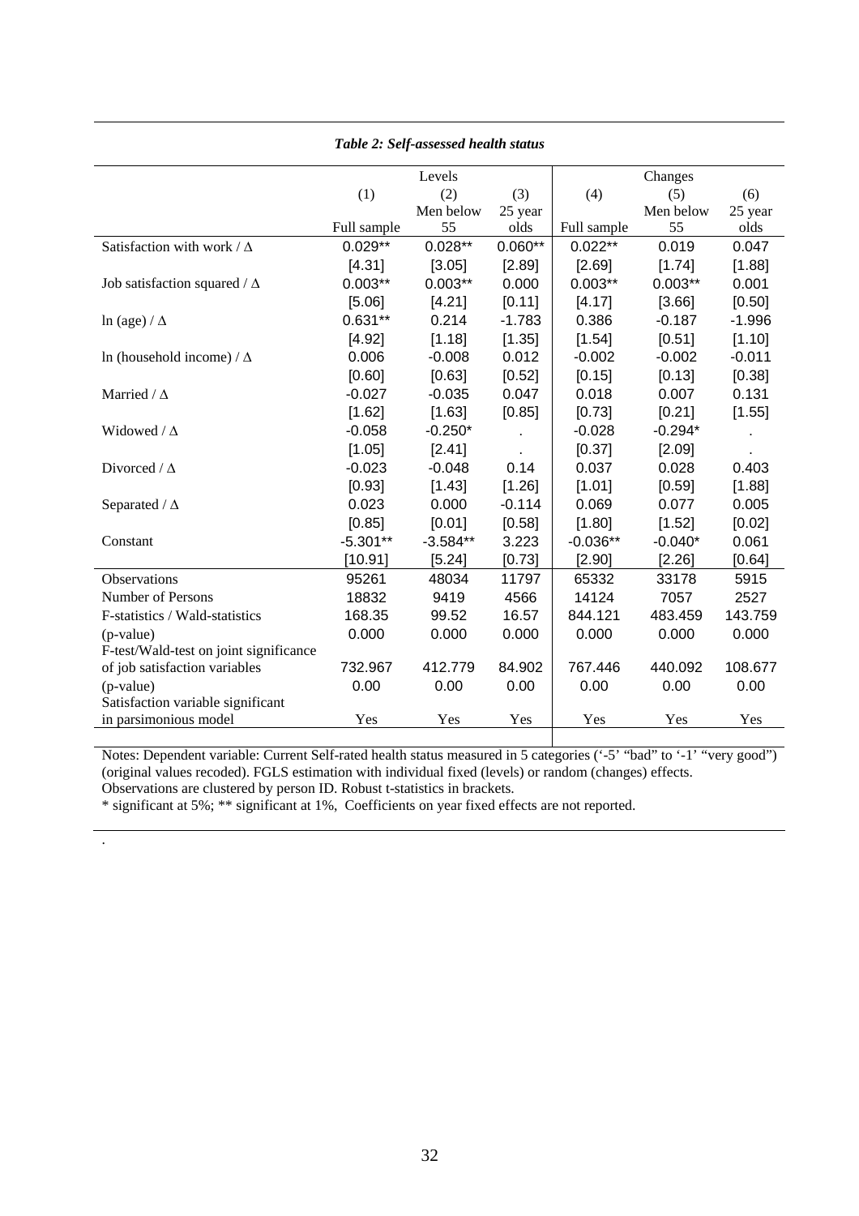*Table 2: Self-assessed health status*

| | Levels | | | Changes | | |
|---|---|---|---|---|---|---|
| | (1) | (2) | (3) | (4) | (5) | (6) |
| | Full sample | Men below 55 | 25 year olds | Full sample | Men below 55 | 25 year olds |
| Satisfaction with work / Δ | 0.029** | 0.028** | 0.060** | 0.022** | 0.019 | 0.047 |
| | [4.31] | [3.05] | [2.89] | [2.69] | [1.74] | [1.88] |
| Job satisfaction squared / Δ | 0.003** | 0.003** | 0.000 | 0.003** | 0.003** | 0.001 |
| | [5.06] | [4.21] | [0.11] | [4.17] | [3.66] | [0.50] |
| ln (age) / Δ | 0.631** | 0.214 | -1.783 | 0.386 | -0.187 | -1.996 |
| | [4.92] | [1.18] | [1.35] | [1.54] | [0.51] | [1.10] |
| ln (household income) / Δ | 0.006 | -0.008 | 0.012 | -0.002 | -0.002 | -0.011 |
| | [0.60] | [0.63] | [0.52] | [0.15] | [0.13] | [0.38] |
| Married / Δ | -0.027 | -0.035 | 0.047 | 0.018 | 0.007 | 0.131 |
| | [1.62] | [1.63] | [0.85] | [0.73] | [0.21] | [1.55] |
| Widowed / Δ | -0.058 | -0.250* | . | -0.028 | -0.294* | . |
| | [1.05] | [2.41] | . | [0.37] | [2.09] | . |
| Divorced / Δ | -0.023 | -0.048 | 0.14 | 0.037 | 0.028 | 0.403 |
| | [0.93] | [1.43] | [1.26] | [1.01] | [0.59] | [1.88] |
| Separated / Δ | 0.023 | 0.000 | -0.114 | 0.069 | 0.077 | 0.005 |
| | [0.85] | [0.01] | [0.58] | [1.80] | [1.52] | [0.02] |
| Constant | -5.301** | -3.584** | 3.223 | -0.036** | -0.040* | 0.061 |
| | [10.91] | [5.24] | [0.73] | [2.90] | [2.26] | [0.64] |
| Observations | 95261 | 48034 | 11797 | 65332 | 33178 | 5915 |
| Number of Persons | 18832 | 9419 | 4566 | 14124 | 7057 | 2527 |
| F-statistics / Wald-statistics | 168.35 | 99.52 | 16.57 | 844.121 | 483.459 | 143.759 |
| (p-value) | 0.000 | 0.000 | 0.000 | 0.000 | 0.000 | 0.000 |
| F-test/Wald-test on joint significance of job satisfaction variables | 732.967 | 412.779 | 84.902 | 767.446 | 440.092 | 108.677 |
| (p-value) | 0.00 | 0.00 | 0.00 | 0.00 | 0.00 | 0.00 |
| Satisfaction variable significant in parsimonious model | Yes | Yes | Yes | Yes | Yes | Yes |

Notes: Dependent variable: Current Self-rated health status measured in 5 categories ('-5' "bad" to '-1' "very good") (original values recoded). FGLS estimation with individual fixed (levels) or random (changes) effects. Observations are clustered by person ID. Robust t-statistics in brackets.
* significant at 5%; ** significant at 1%, Coefficients on year fixed effects are not reported.

.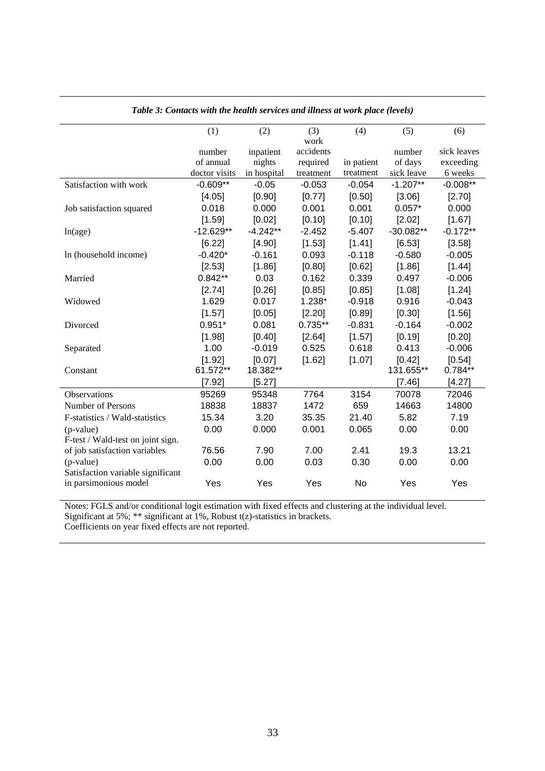*Table 3: Contacts with the health services and illness at work place (levels)*

| | (1) | (2) | (3) | (4) | (5) | (6) |
|---|---|---|---|---|---|---|
| | number of annual doctor visits | inpatient nights in hospital | work accidents required treatment | in patient treatment | number of days sick leave | sick leaves exceeding 6 weeks |
| Satisfaction with work | -0.609** | -0.05 | -0.053 | -0.054 | -1.207** | -0.008** |
| | [4.05] | [0.90] | [0.77] | [0.50] | [3.06] | [2.70] |
| Job satisfaction squared | 0.018 | 0.000 | 0.001 | 0.001 | 0.057* | 0.000 |
| | [1.59] | [0.02] | [0.10] | [0.10] | [2.02] | [1.67] |
| ln(age) | -12.629** | -4.242** | -2.452 | -5.407 | -30.082** | -0.172** |
| | [6.22] | [4.90] | [1.53] | [1.41] | [6.53] | [3.58] |
| ln (household income) | -0.420* | -0.161 | 0.093 | -0.118 | -0.580 | -0.005 |
| | [2.53] | [1.86] | [0.80] | [0.62] | [1.86] | [1.44] |
| Married | 0.842** | 0.03 | 0.162 | 0.339 | 0.497 | -0.006 |
| | [2.74] | [0.26] | [0.85] | [0.85] | [1.08] | [1.24] |
| Widowed | 1.629 | 0.017 | 1.238* | -0.918 | 0.916 | -0.043 |
| | [1.57] | [0.05] | [2.20] | [0.89] | [0.30] | [1.56] |
| Divorced | 0.951* | 0.081 | 0.735** | -0.831 | -0.164 | -0.002 |
| | [1.98] | [0.40] | [2.64] | [1.57] | [0.19] | [0.20] |
| Separated | 1.00 | -0.019 | 0.525 | 0.618 | 0.413 | -0.006 |
| | [1.92] | [0.07] | [1.62] | [1.07] | [0.42] | [0.54] |
| Constant | 61.572** | 18.382** | | | 131.655** | 0.784** |
| | [7.92] | [5.27] | | | [7.46] | [4.27] |
| Observations | 95269 | 95348 | 7764 | 3154 | 70078 | 72046 |
| Number of Persons | 18838 | 18837 | 1472 | 659 | 14663 | 14800 |
| F-statistics / Wald-statistics | 15.34 | 3.20 | 35.35 | 21.40 | 5.82 | 7.19 |
| (p-value) | 0.00 | 0.000 | 0.001 | 0.065 | 0.00 | 0.00 |
| F-test / Wald-test on joint sign. of job satisfaction variables | 76.56 | 7.90 | 7.00 | 2.41 | 19.3 | 13.21 |
| (p-value) | 0.00 | 0.00 | 0.03 | 0.30 | 0.00 | 0.00 |
| Satisfaction variable significant in parsimonious model | Yes | Yes | Yes | No | Yes | Yes |

Notes: FGLS and/or conditional logit estimation with fixed effects and clustering at the individual level. Significant at 5%; ** significant at 1%, Robust t(z)-statistics in brackets.
Coefficients on year fixed effects are not reported.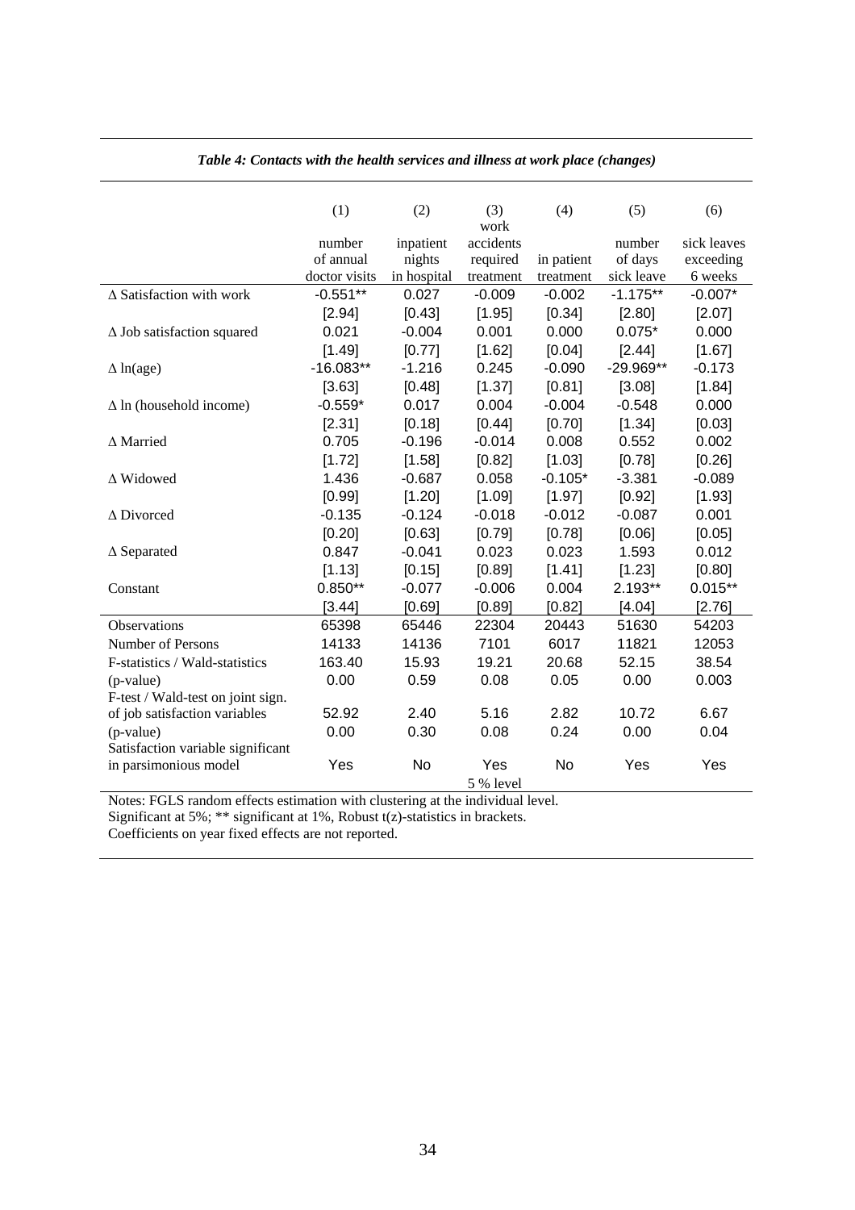*Table 4: Contacts with the health services and illness at work place (changes)*

| | (1) number of annual doctor visits | (2) inpatient nights in hospital | (3) work accidents required treatment | (4) in patient treatment | (5) number of days sick leave | (6) sick leaves exceeding 6 weeks |
|---|---|---|---|---|---|---|
| Δ Satisfaction with work | -0.551** | 0.027 | -0.009 | -0.002 | -1.175** | -0.007* |
| | [2.94] | [0.43] | [1.95] | [0.34] | [2.80] | [2.07] |
| Δ Job satisfaction squared | 0.021 | -0.004 | 0.001 | 0.000 | 0.075* | 0.000 |
| | [1.49] | [0.77] | [1.62] | [0.04] | [2.44] | [1.67] |
| Δ ln(age) | -16.083** | -1.216 | 0.245 | -0.090 | -29.969** | -0.173 |
| | [3.63] | [0.48] | [1.37] | [0.81] | [3.08] | [1.84] |
| Δ ln (household income) | -0.559* | 0.017 | 0.004 | -0.004 | -0.548 | 0.000 |
| | [2.31] | [0.18] | [0.44] | [0.70] | [1.34] | [0.03] |
| Δ Married | 0.705 | -0.196 | -0.014 | 0.008 | 0.552 | 0.002 |
| | [1.72] | [1.58] | [0.82] | [1.03] | [0.78] | [0.26] |
| Δ Widowed | 1.436 | -0.687 | 0.058 | -0.105* | -3.381 | -0.089 |
| | [0.99] | [1.20] | [1.09] | [1.97] | [0.92] | [1.93] |
| Δ Divorced | -0.135 | -0.124 | -0.018 | -0.012 | -0.087 | 0.001 |
| | [0.20] | [0.63] | [0.79] | [0.78] | [0.06] | [0.05] |
| Δ Separated | 0.847 | -0.041 | 0.023 | 0.023 | 1.593 | 0.012 |
| | [1.13] | [0.15] | [0.89] | [1.41] | [1.23] | [0.80] |
| Constant | 0.850** | -0.077 | -0.006 | 0.004 | 2.193** | 0.015** |
| | [3.44] | [0.69] | [0.89] | [0.82] | [4.04] | [2.76] |
| Observations | 65398 | 65446 | 22304 | 20443 | 51630 | 54203 |
| Number of Persons | 14133 | 14136 | 7101 | 6017 | 11821 | 12053 |
| F-statistics / Wald-statistics | 163.40 | 15.93 | 19.21 | 20.68 | 52.15 | 38.54 |
| (p-value) | 0.00 | 0.59 | 0.08 | 0.05 | 0.00 | 0.003 |
| F-test / Wald-test on joint sign. of job satisfaction variables | 52.92 | 2.40 | 5.16 | 2.82 | 10.72 | 6.67 |
| (p-value) | 0.00 | 0.30 | 0.08 | 0.24 | 0.00 | 0.04 |
| Satisfaction variable significant in parsimonious model | Yes | No | Yes 5 % level | No | Yes | Yes |

Notes: FGLS random effects estimation with clustering at the individual level.
Significant at 5%; ** significant at 1%, Robust t(z)-statistics in brackets.
Coefficients on year fixed effects are not reported.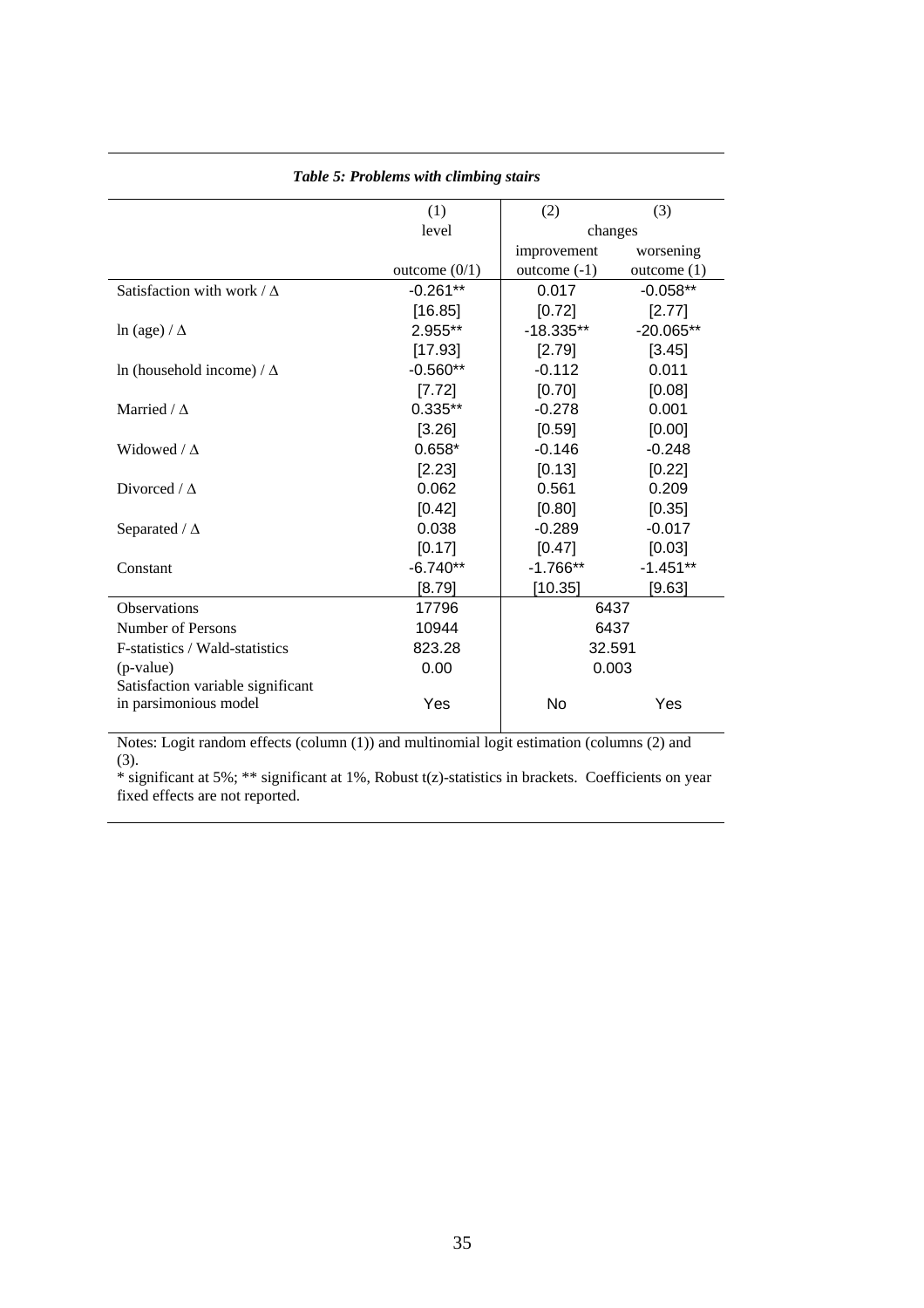*Table 5: Problems with climbing stairs*

| | (1) | (2) | (3) |
|---|---|---|---|
| | level | changes | |
| | | improvement | worsening |
| | outcome (0/1) | outcome (-1) | outcome (1) |
| Satisfaction with work / Δ | -0.261** | 0.017 | -0.058** |
| | [16.85] | [0.72] | [2.77] |
| ln (age) / Δ | 2.955** | -18.335** | -20.065** |
| | [17.93] | [2.79] | [3.45] |
| ln (household income) / Δ | -0.560** | -0.112 | 0.011 |
| | [7.72] | [0.70] | [0.08] |
| Married / Δ | 0.335** | -0.278 | 0.001 |
| | [3.26] | [0.59] | [0.00] |
| Widowed / Δ | 0.658* | -0.146 | -0.248 |
| | [2.23] | [0.13] | [0.22] |
| Divorced / Δ | 0.062 | 0.561 | 0.209 |
| | [0.42] | [0.80] | [0.35] |
| Separated / Δ | 0.038 | -0.289 | -0.017 |
| | [0.17] | [0.47] | [0.03] |
| Constant | -6.740** | -1.766** | -1.451** |
| | [8.79] | [10.35] | [9.63] |
| Observations | 17796 | 6437 | |
| Number of Persons | 10944 | 6437 | |
| F-statistics / Wald-statistics | 823.28 | 32.591 | |
| (p-value) | 0.00 | 0.003 | |
| Satisfaction variable significant in parsimonious model | Yes | No | Yes |

Notes: Logit random effects (column (1)) and multinomial logit estimation (columns (2) and (3).

* significant at 5%; ** significant at 1%, Robust t(z)-statistics in brackets. Coefficients on year fixed effects are not reported.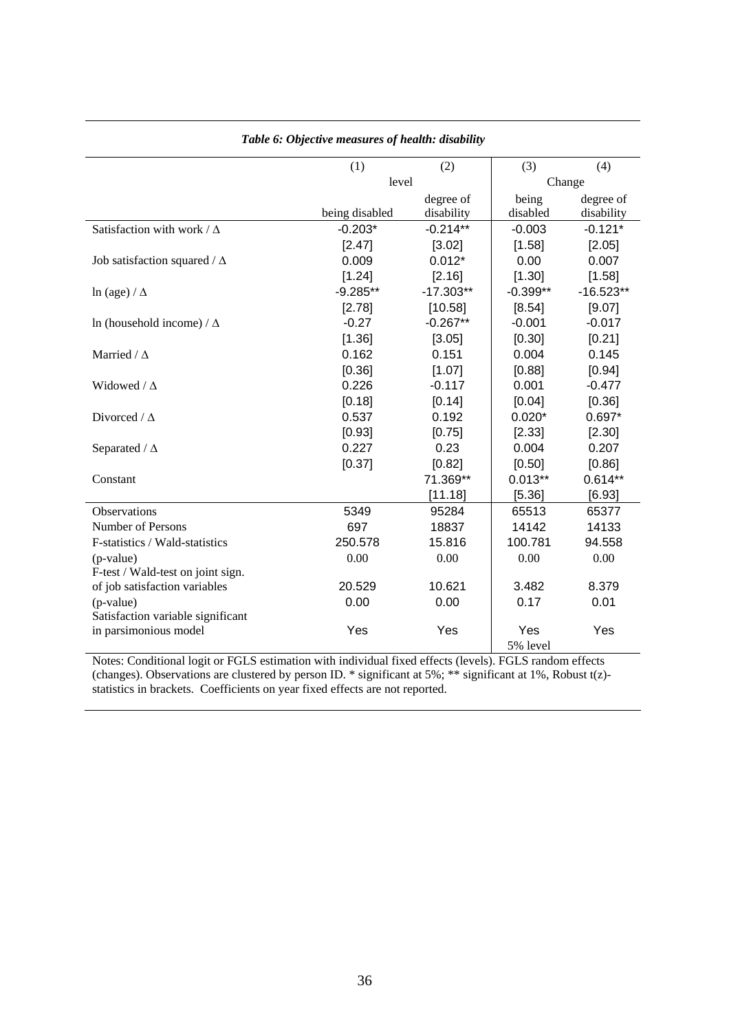*Table 6: Objective measures of health: disability*

| | (1) | (2) | (3) | (4) |
|---|---|---|---|---|
| | level | | Change | |
| | being disabled | degree of disability | being disabled | degree of disability |
| Satisfaction with work / Δ | -0.203* | -0.214** | -0.003 | -0.121* |
| | [2.47] | [3.02] | [1.58] | [2.05] |
| Job satisfaction squared / Δ | 0.009 | 0.012* | 0.00 | 0.007 |
| | [1.24] | [2.16] | [1.30] | [1.58] |
| ln (age) / Δ | -9.285** | -17.303** | -0.399** | -16.523** |
| | [2.78] | [10.58] | [8.54] | [9.07] |
| ln (household income) / Δ | -0.27 | -0.267** | -0.001 | -0.017 |
| | [1.36] | [3.05] | [0.30] | [0.21] |
| Married / Δ | 0.162 | 0.151 | 0.004 | 0.145 |
| | [0.36] | [1.07] | [0.88] | [0.94] |
| Widowed / Δ | 0.226 | -0.117 | 0.001 | -0.477 |
| | [0.18] | [0.14] | [0.04] | [0.36] |
| Divorced / Δ | 0.537 | 0.192 | 0.020* | 0.697* |
| | [0.93] | [0.75] | [2.33] | [2.30] |
| Separated / Δ | 0.227 | 0.23 | 0.004 | 0.207 |
| | [0.37] | [0.82] | [0.50] | [0.86] |
| Constant | | 71.369** | 0.013** | 0.614** |
| | | [11.18] | [5.36] | [6.93] |
| Observations | 5349 | 95284 | 65513 | 65377 |
| Number of Persons | 697 | 18837 | 14142 | 14133 |
| F-statistics / Wald-statistics | 250.578 | 15.816 | 100.781 | 94.558 |
| (p-value) | 0.00 | 0.00 | 0.00 | 0.00 |
| F-test / Wald-test on joint sign. of job satisfaction variables | 20.529 | 10.621 | 3.482 | 8.379 |
| (p-value) | 0.00 | 0.00 | 0.17 | 0.01 |
| Satisfaction variable significant in parsimonious model | Yes | Yes | Yes 5% level | Yes |

Notes: Conditional logit or FGLS estimation with individual fixed effects (levels). FGLS random effects (changes). Observations are clustered by person ID. * significant at 5%; ** significant at 1%, Robust t(z)-statistics in brackets. Coefficients on year fixed effects are not reported.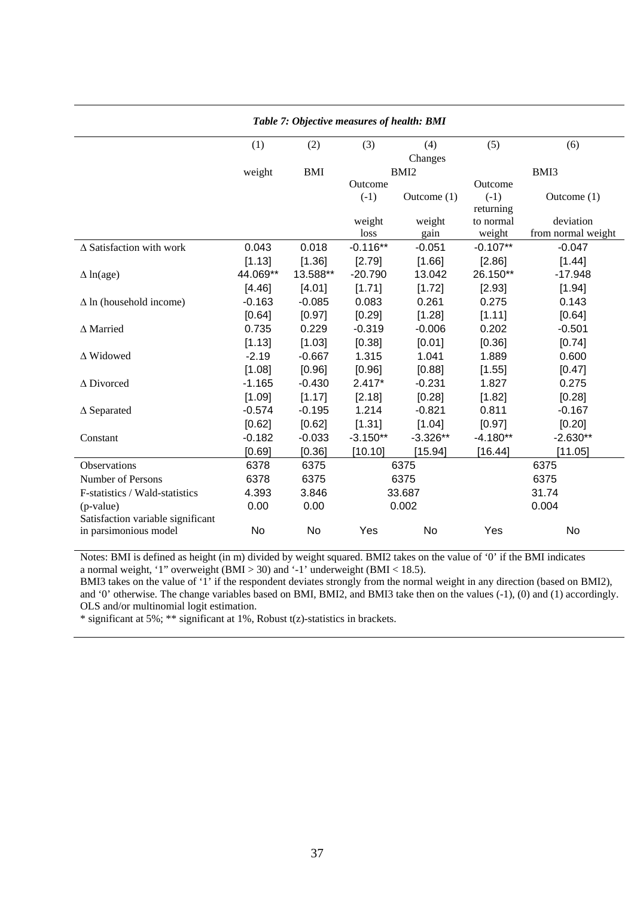*Table 7: Objective measures of health: BMI*

| | (1) | (2) | (3) | (4) | (5) | (6) |
|---|---|---|---|---|---|---|
| | | | | Changes | | |
| | weight | BMI | BMI2 | | BMI3 | |
| | | | Outcome (-1) | Outcome (1) | Outcome (-1) | Outcome (1) |
| | | | weight loss | weight gain | returning to normal weight | deviation from normal weight |
| Δ Satisfaction with work | 0.043 | 0.018 | -0.116** | -0.051 | -0.107** | -0.047 |
| | [1.13] | [1.36] | [2.79] | [1.66] | [2.86] | [1.44] |
| Δ ln(age) | 44.069** | 13.588** | -20.790 | 13.042 | 26.150** | -17.948 |
| | [4.46] | [4.01] | [1.71] | [1.72] | [2.93] | [1.94] |
| Δ ln (household income) | -0.163 | -0.085 | 0.083 | 0.261 | 0.275 | 0.143 |
| | [0.64] | [0.97] | [0.29] | [1.28] | [1.11] | [0.64] |
| Δ Married | 0.735 | 0.229 | -0.319 | -0.006 | 0.202 | -0.501 |
| | [1.13] | [1.03] | [0.38] | [0.01] | [0.36] | [0.74] |
| Δ Widowed | -2.19 | -0.667 | 1.315 | 1.041 | 1.889 | 0.600 |
| | [1.08] | [0.96] | [0.96] | [0.88] | [1.55] | [0.47] |
| Δ Divorced | -1.165 | -0.430 | 2.417* | -0.231 | 1.827 | 0.275 |
| | [1.09] | [1.17] | [2.18] | [0.28] | [1.82] | [0.28] |
| Δ Separated | -0.574 | -0.195 | 1.214 | -0.821 | 0.811 | -0.167 |
| | [0.62] | [0.62] | [1.31] | [1.04] | [0.97] | [0.20] |
| Constant | -0.182 | -0.033 | -3.150** | -3.326** | -4.180** | -2.630** |
| | [0.69] | [0.36] | [10.10] | [15.94] | [16.44] | [11.05] |
| Observations | 6378 | 6375 | 6375 | | 6375 | |
| Number of Persons | 6378 | 6375 | 6375 | | 6375 | |
| F-statistics / Wald-statistics | 4.393 | 3.846 | 33.687 | | 31.74 | |
| (p-value) | 0.00 | 0.00 | 0.002 | | 0.004 | |
| Satisfaction variable significant in parsimonious model | No | No | Yes | No | Yes | No |

Notes: BMI is defined as height (in m) divided by weight squared. BMI2 takes on the value of '0' if the BMI indicates a normal weight, '1" overweight (BMI > 30) and '-1' underweight (BMI < 18.5).
BMI3 takes on the value of '1' if the respondent deviates strongly from the normal weight in any direction (based on BMI2), and '0' otherwise. The change variables based on BMI, BMI2, and BMI3 take then on the values (-1), (0) and (1) accordingly. OLS and/or multinomial logit estimation.
* significant at 5%; ** significant at 1%, Robust t(z)-statistics in brackets.